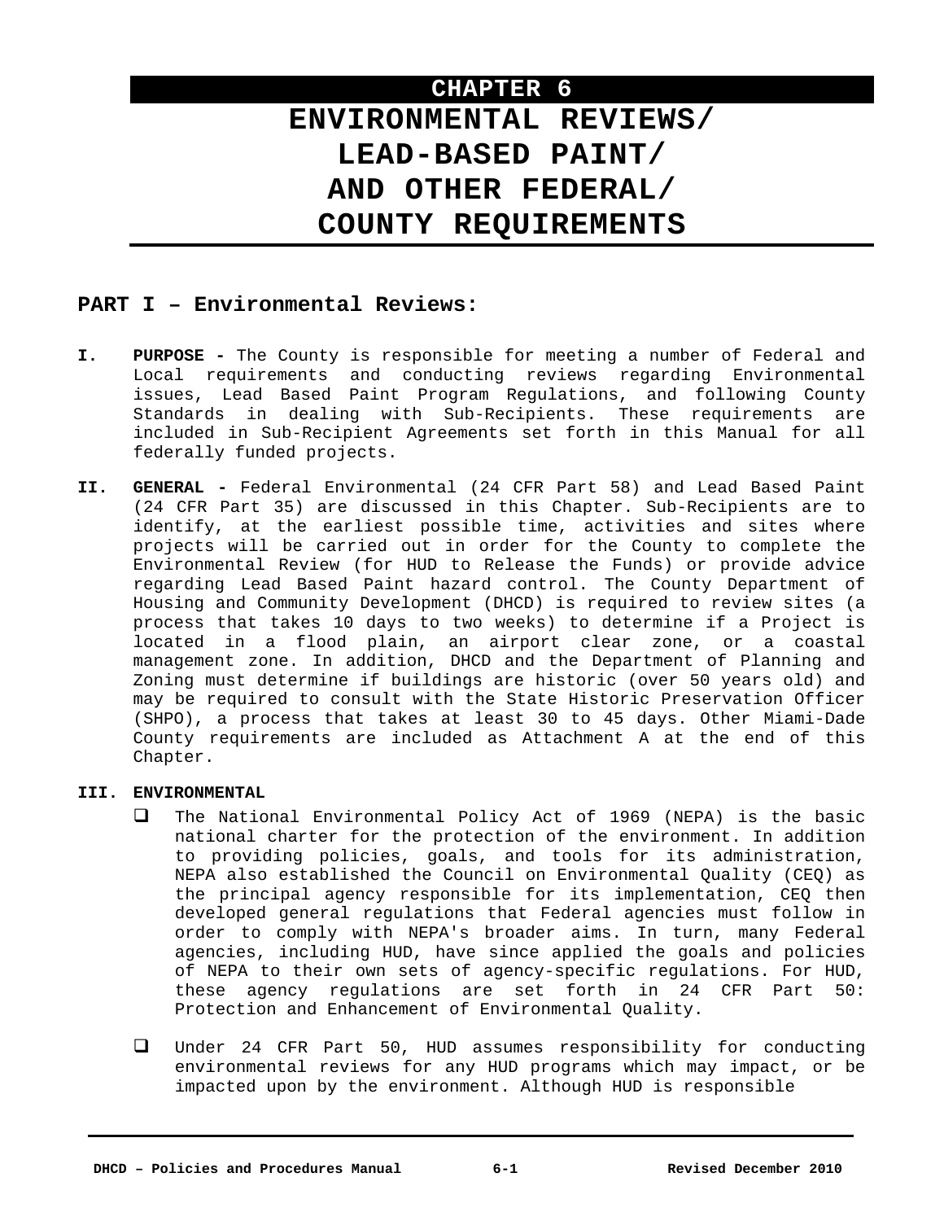# CHAPTER 6

# ENVIRONMENTAL REVIEWS/ LEAD-BASED PAINT/ AND OTHER FEDERAL/ COUNTY REQUIREMENTS

## PART I – Environmental Reviews:

**I. PURPOSE -** The County is responsible for meeting a number of Federal and Local requirements and conducting reviews regarding Environmental issues, Lead Based Paint Program Regulations, and following County Standards in dealing with Sub-Recipients. These requirements are included in Sub-Recipient Agreements set forth in this Manual for all federally funded projects.

**II. GENERAL -** Federal Environmental (24 CFR Part 58) and Lead Based Paint (24 CFR Part 35) are discussed in this Chapter. Sub-Recipients are to identify, at the earliest possible time, activities and sites where projects will be carried out in order for the County to complete the Environmental Review (for HUD to Release the Funds) or provide advice regarding Lead Based Paint hazard control. The County Department of Housing and Community Development (DHCD) is required to review sites (a process that takes 10 days to two weeks) to determine if a Project is located in a flood plain, an airport clear zone, or a coastal management zone. In addition, DHCD and the Department of Planning and Zoning must determine if buildings are historic (over 50 years old) and may be required to consult with the State Historic Preservation Officer (SHPO), a process that takes at least 30 to 45 days. Other Miami-Dade County requirements are included as Attachment A at the end of this Chapter.

**III. ENVIRONMENTAL**

- The National Environmental Policy Act of 1969 (NEPA) is the basic national charter for the protection of the environment. In addition to providing policies, goals, and tools for its administration, NEPA also established the Council on Environmental Quality (CEQ) as the principal agency responsible for its implementation, CEQ then developed general regulations that Federal agencies must follow in order to comply with NEPA's broader aims. In turn, many Federal agencies, including HUD, have since applied the goals and policies of NEPA to their own sets of agency-specific regulations. For HUD, these agency regulations are set forth in 24 CFR Part 50: Protection and Enhancement of Environmental Quality.

- Under 24 CFR Part 50, HUD assumes responsibility for conducting environmental reviews for any HUD programs which may impact, or be impacted upon by the environment. Although HUD is responsible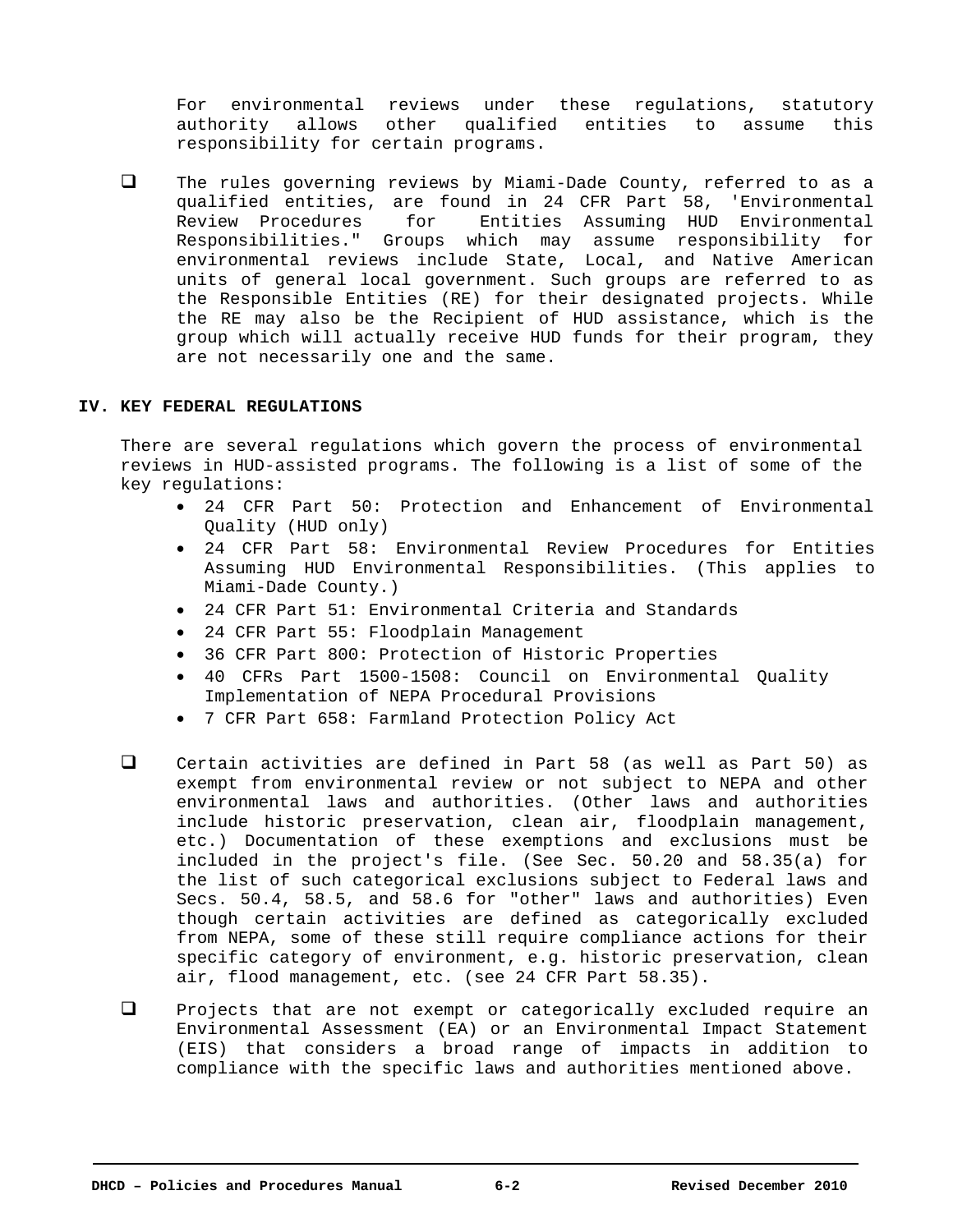For environmental reviews under these regulations, statutory authority allows other qualified entities to assume this responsibility for certain programs.

- The rules governing reviews by Miami-Dade County, referred to as a qualified entities, are found in 24 CFR Part 58, 'Environmental Review Procedures for Entities Assuming HUD Environmental Responsibilities." Groups which may assume responsibility for environmental reviews include State, Local, and Native American units of general local government. Such groups are referred to as the Responsible Entities (RE) for their designated projects. While the RE may also be the Recipient of HUD assistance, which is the group which will actually receive HUD funds for their program, they are not necessarily one and the same.

## IV. KEY FEDERAL REGULATIONS

There are several regulations which govern the process of environmental reviews in HUD-assisted programs. The following is a list of some of the key regulations:

- 24 CFR Part 50: Protection and Enhancement of Environmental Quality (HUD only)
- 24 CFR Part 58: Environmental Review Procedures for Entities Assuming HUD Environmental Responsibilities. (This applies to Miami-Dade County.)
- 24 CFR Part 51: Environmental Criteria and Standards
- 24 CFR Part 55: Floodplain Management
- 36 CFR Part 800: Protection of Historic Properties
- 40 CFRs Part 1500-1508: Council on Environmental Quality Implementation of NEPA Procedural Provisions
- 7 CFR Part 658: Farmland Protection Policy Act

- Certain activities are defined in Part 58 (as well as Part 50) as exempt from environmental review or not subject to NEPA and other environmental laws and authorities. (Other laws and authorities include historic preservation, clean air, floodplain management, etc.) Documentation of these exemptions and exclusions must be included in the project's file. (See Sec. 50.20 and 58.35(a) for the list of such categorical exclusions subject to Federal laws and Secs. 50.4, 58.5, and 58.6 for "other" laws and authorities) Even though certain activities are defined as categorically excluded from NEPA, some of these still require compliance actions for their specific category of environment, e.g. historic preservation, clean air, flood management, etc. (see 24 CFR Part 58.35).

- Projects that are not exempt or categorically excluded require an Environmental Assessment (EA) or an Environmental Impact Statement (EIS) that considers a broad range of impacts in addition to compliance with the specific laws and authorities mentioned above.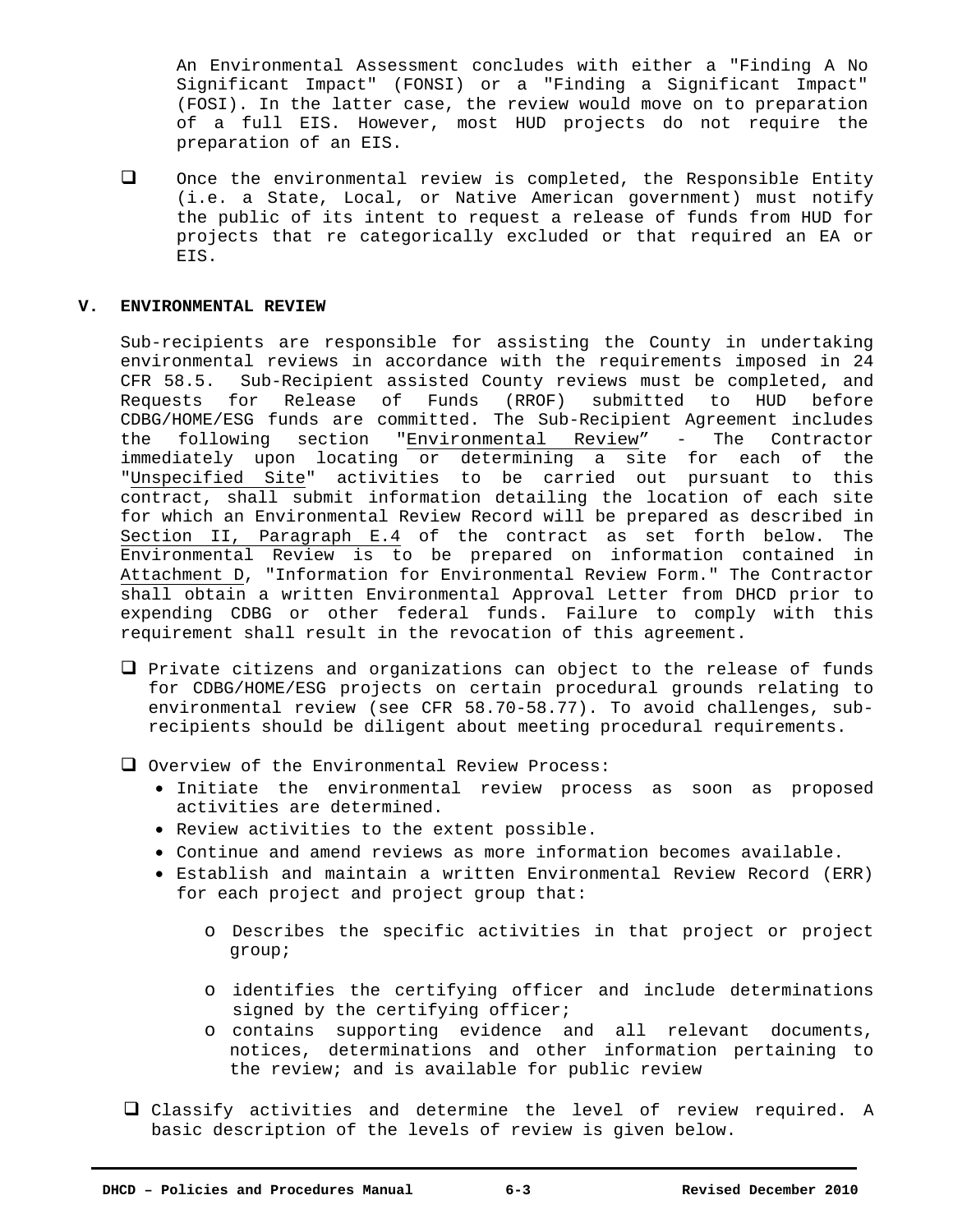An Environmental Assessment concludes with either a "Finding A No Significant Impact" (FONSI) or a "Finding a Significant Impact" (FOSI). In the latter case, the review would move on to preparation of a full EIS. However, most HUD projects do not require the preparation of an EIS.

- Once the environmental review is completed, the Responsible Entity (i.e. a State, Local, or Native American government) must notify the public of its intent to request a release of funds from HUD for projects that re categorically excluded or that required an EA or EIS.

## V. ENVIRONMENTAL REVIEW

Sub-recipients are responsible for assisting the County in undertaking environmental reviews in accordance with the requirements imposed in 24 CFR 58.5. Sub-Recipient assisted County reviews must be completed, and Requests for Release of Funds (RROF) submitted to HUD before CDBG/HOME/ESG funds are committed. The Sub-Recipient Agreement includes the following section "Environmental Review" - The Contractor immediately upon locating or determining a site for each of the "Unspecified Site" activities to be carried out pursuant to this contract, shall submit information detailing the location of each site for which an Environmental Review Record will be prepared as described in Section II, Paragraph E.4 of the contract as set forth below. The Environmental Review is to be prepared on information contained in Attachment D, "Information for Environmental Review Form." The Contractor shall obtain a written Environmental Approval Letter from DHCD prior to expending CDBG or other federal funds. Failure to comply with this requirement shall result in the revocation of this agreement.

- Private citizens and organizations can object to the release of funds for CDBG/HOME/ESG projects on certain procedural grounds relating to environmental review (see CFR 58.70-58.77). To avoid challenges, sub-recipients should be diligent about meeting procedural requirements.

- Overview of the Environmental Review Process:
  - Initiate the environmental review process as soon as proposed activities are determined.
  - Review activities to the extent possible.
  - Continue and amend reviews as more information becomes available.
  - Establish and maintain a written Environmental Review Record (ERR) for each project and project group that:
    - Describes the specific activities in that project or project group;
    - identifies the certifying officer and include determinations signed by the certifying officer;
    - contains supporting evidence and all relevant documents, notices, determinations and other information pertaining to the review; and is available for public review

- Classify activities and determine the level of review required. A basic description of the levels of review is given below.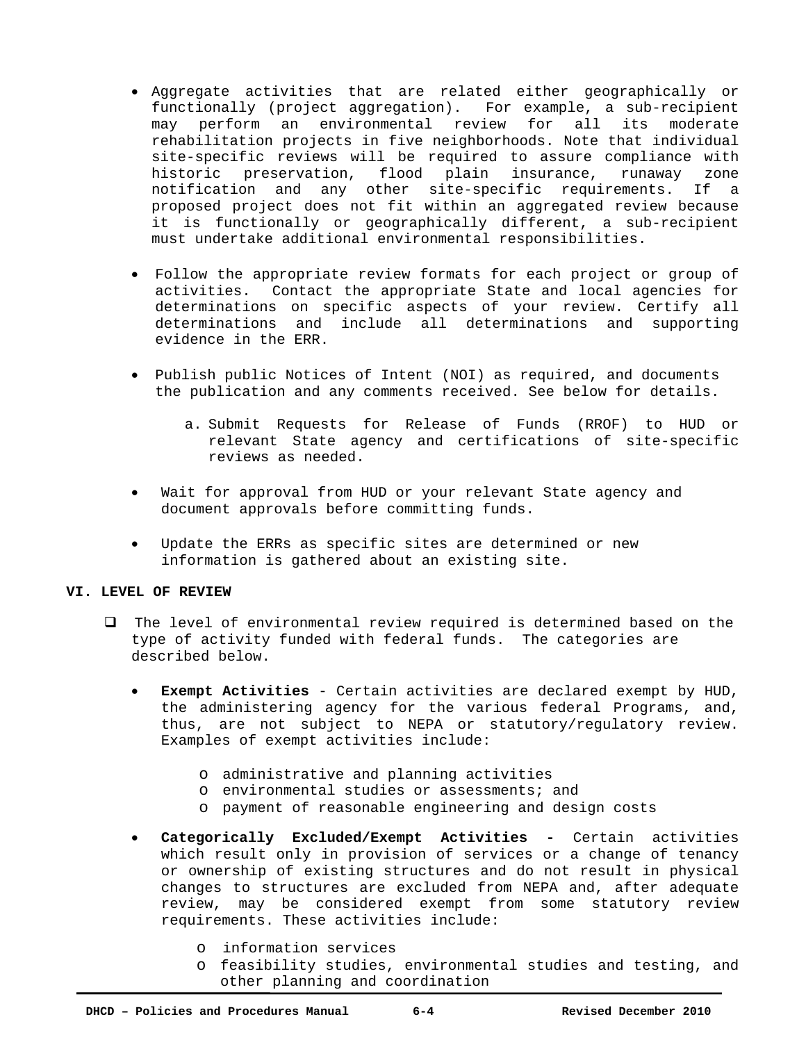- Aggregate activities that are related either geographically or functionally (project aggregation). For example, a sub-recipient may perform an environmental review for all its moderate rehabilitation projects in five neighborhoods. Note that individual site-specific reviews will be required to assure compliance with historic preservation, flood plain insurance, runaway zone notification and any other site-specific requirements. If a proposed project does not fit within an aggregated review because it is functionally or geographically different, a sub-recipient must undertake additional environmental responsibilities.

- Follow the appropriate review formats for each project or group of activities. Contact the appropriate State and local agencies for determinations on specific aspects of your review. Certify all determinations and include all determinations and supporting evidence in the ERR.

- Publish public Notices of Intent (NOI) as required, and documents the publication and any comments received. See below for details.

  a. Submit Requests for Release of Funds (RROF) to HUD or relevant State agency and certifications of site-specific reviews as needed.

- Wait for approval from HUD or your relevant State agency and document approvals before committing funds.

- Update the ERRs as specific sites are determined or new information is gathered about an existing site.

## VI. LEVEL OF REVIEW

- ❑ The level of environmental review required is determined based on the type of activity funded with federal funds. The categories are described below.

  - **Exempt Activities** - Certain activities are declared exempt by HUD, the administering agency for the various federal Programs, and, thus, are not subject to NEPA or statutory/regulatory review. Examples of exempt activities include:

    - administrative and planning activities
    - environmental studies or assessments; and
    - payment of reasonable engineering and design costs

  - **Categorically Excluded/Exempt Activities -** Certain activities which result only in provision of services or a change of tenancy or ownership of existing structures and do not result in physical changes to structures are excluded from NEPA and, after adequate review, may be considered exempt from some statutory review requirements. These activities include:

    - information services
    - feasibility studies, environmental studies and testing, and other planning and coordination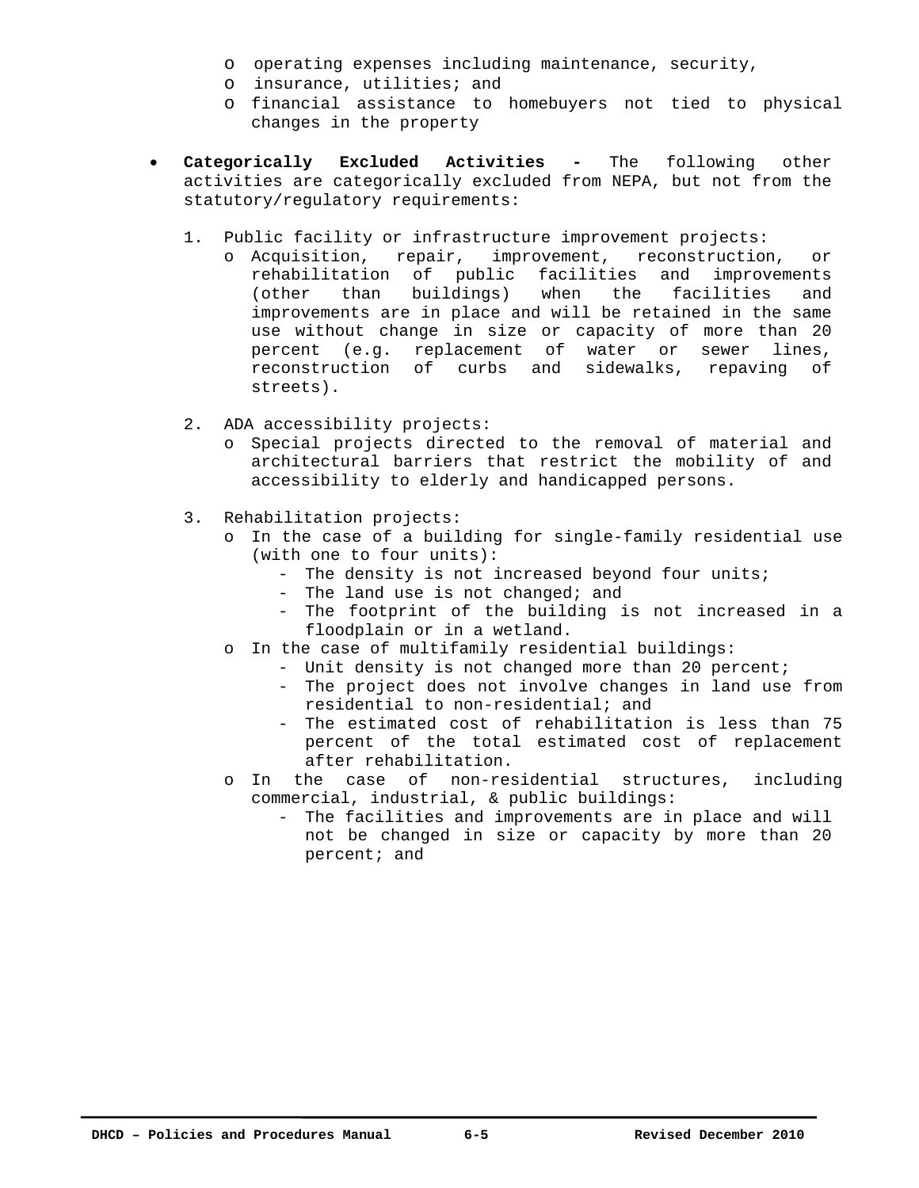- operating expenses including maintenance, security,
  - insurance, utilities; and
  - financial assistance to homebuyers not tied to physical changes in the property

- **Categorically Excluded Activities -** The following other activities are categorically excluded from NEPA, but not from the statutory/regulatory requirements:

  1. Public facility or infrastructure improvement projects:
     - Acquisition, repair, improvement, reconstruction, or rehabilitation of public facilities and improvements (other than buildings) when the facilities and improvements are in place and will be retained in the same use without change in size or capacity of more than 20 percent (e.g. replacement of water or sewer lines, reconstruction of curbs and sidewalks, repaving of streets).

  2. ADA accessibility projects:
     - Special projects directed to the removal of material and architectural barriers that restrict the mobility of and accessibility to elderly and handicapped persons.

  3. Rehabilitation projects:
     - In the case of a building for single-family residential use (with one to four units):
       - The density is not increased beyond four units;
       - The land use is not changed; and
       - The footprint of the building is not increased in a floodplain or in a wetland.
     - In the case of multifamily residential buildings:
       - Unit density is not changed more than 20 percent;
       - The project does not involve changes in land use from residential to non-residential; and
       - The estimated cost of rehabilitation is less than 75 percent of the total estimated cost of replacement after rehabilitation.
     - In the case of non-residential structures, including commercial, industrial, & public buildings:
       - The facilities and improvements are in place and will not be changed in size or capacity by more than 20 percent; and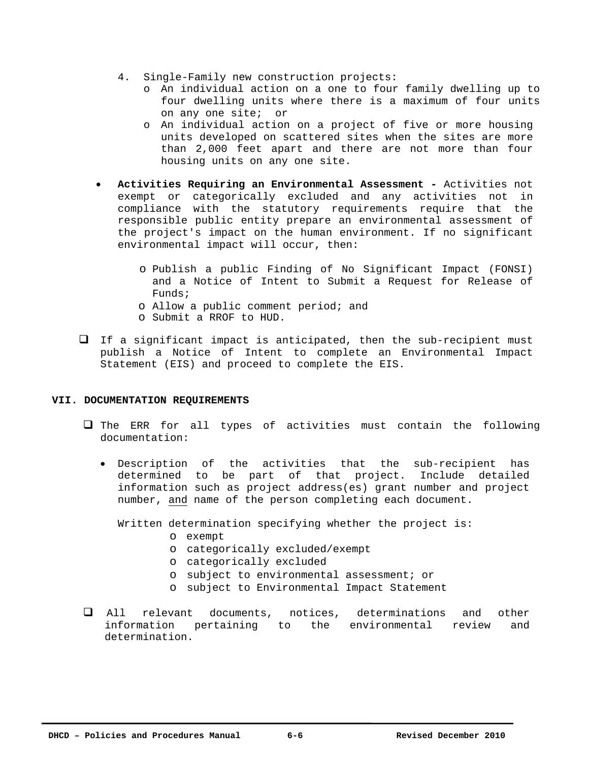4. Single-Family new construction projects:
   - An individual action on a one to four family dwelling up to four dwelling units where there is a maximum of four units on any one site; or
   - An individual action on a project of five or more housing units developed on scattered sites when the sites are more than 2,000 feet apart and there are not more than four housing units on any one site.

- **Activities Requiring an Environmental Assessment -** Activities not exempt or categorically excluded and any activities not in compliance with the statutory requirements require that the responsible public entity prepare an environmental assessment of the project's impact on the human environment. If no significant environmental impact will occur, then:

  - Publish a public Finding of No Significant Impact (FONSI) and a Notice of Intent to Submit a Request for Release of Funds;
  - Allow a public comment period; and
  - Submit a RROF to HUD.

- ❑ If a significant impact is anticipated, then the sub-recipient must publish a Notice of Intent to complete an Environmental Impact Statement (EIS) and proceed to complete the EIS.

## VII. DOCUMENTATION REQUIREMENTS

- ❑ The ERR for all types of activities must contain the following documentation:

  - Description of the activities that the sub-recipient has determined to be part of that project. Include detailed information such as project address(es) grant number and project number, <u>and</u> name of the person completing each document.

    Written determination specifying whether the project is:
    - exempt
    - categorically excluded/exempt
    - categorically excluded
    - subject to environmental assessment; or
    - subject to Environmental Impact Statement

- ❑ All relevant documents, notices, determinations and other information pertaining to the environmental review and determination.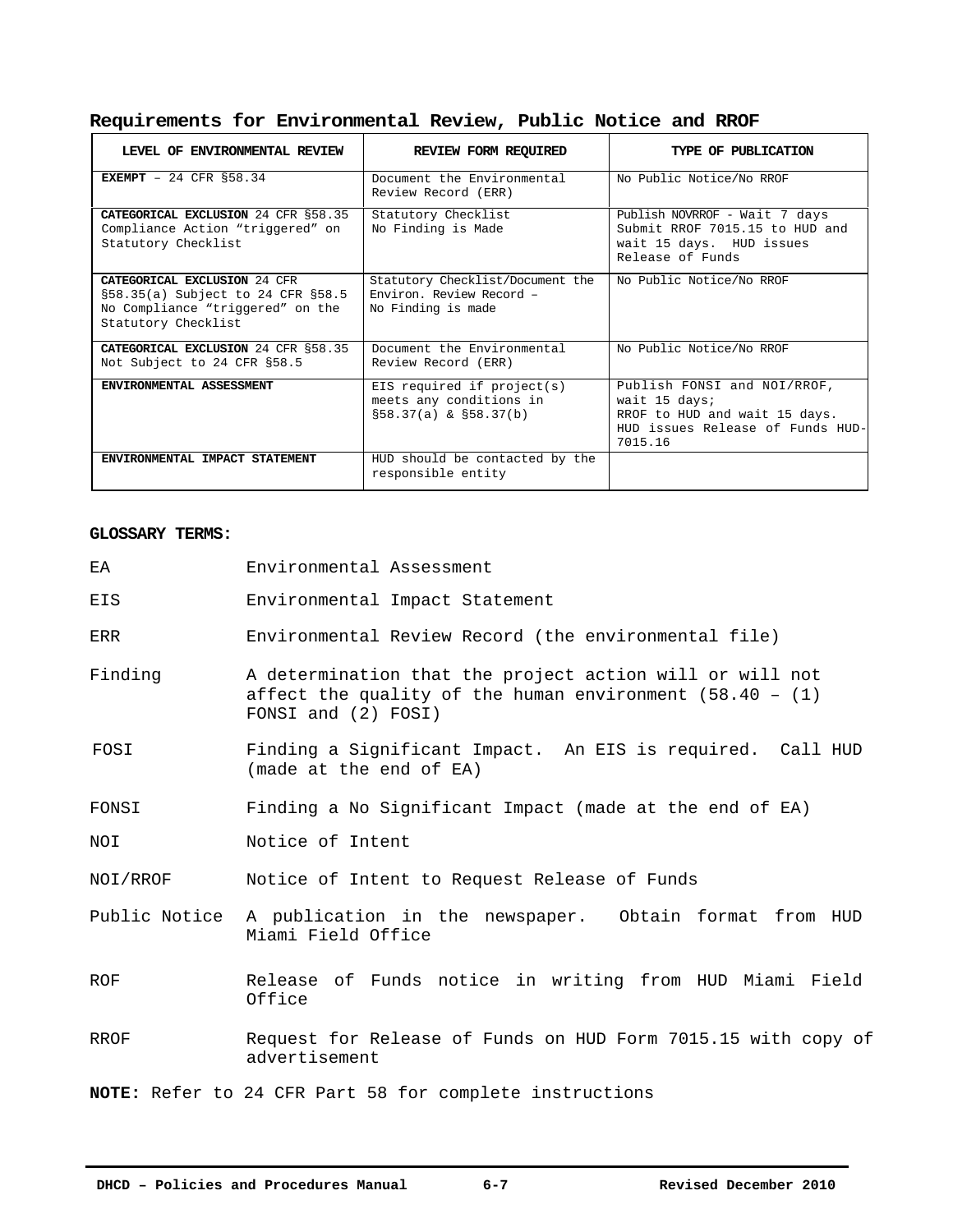## Requirements for Environmental Review, Public Notice and RROF

| LEVEL OF ENVIRONMENTAL REVIEW | REVIEW FORM REQUIRED | TYPE OF PUBLICATION |
|---|---|---|
| **EXEMPT** – 24 CFR §58.34 | Document the Environmental Review Record (ERR) | No Public Notice/No RROF |
| **CATEGORICAL EXCLUSION** 24 CFR §58.35 Compliance Action "triggered" on Statutory Checklist | Statutory Checklist No Finding is Made | Publish NOVRROF - Wait 7 days Submit RROF 7015.15 to HUD and wait 15 days. HUD issues Release of Funds |
| **CATEGORICAL EXCLUSION** 24 CFR §58.35(a) Subject to 24 CFR §58.5 No Compliance "triggered" on the Statutory Checklist | Statutory Checklist/Document the Environ. Review Record – No Finding is made | No Public Notice/No RROF |
| **CATEGORICAL EXCLUSION** 24 CFR §58.35 Not Subject to 24 CFR §58.5 | Document the Environmental Review Record (ERR) | No Public Notice/No RROF |
| **ENVIRONMENTAL ASSESSMENT** | EIS required if project(s) meets any conditions in §58.37(a) & §58.37(b) | Publish FONSI and NOI/RROF, wait 15 days; RROF to HUD and wait 15 days. HUD issues Release of Funds HUD-7015.16 |
| **ENVIRONMENTAL IMPACT STATEMENT** | HUD should be contacted by the responsible entity | |

**GLOSSARY TERMS:**

| | |
|---|---|
| EA | Environmental Assessment |
| EIS | Environmental Impact Statement |
| ERR | Environmental Review Record (the environmental file) |
| Finding | A determination that the project action will or will not affect the quality of the human environment (58.40 – (1) FONSI and (2) FOSI) |
| FOSI | Finding a Significant Impact. An EIS is required. Call HUD (made at the end of EA) |
| FONSI | Finding a No Significant Impact (made at the end of EA) |
| NOI | Notice of Intent |
| NOI/RROF | Notice of Intent to Request Release of Funds |
| Public Notice | A publication in the newspaper. Obtain format from HUD Miami Field Office |
| ROF | Release of Funds notice in writing from HUD Miami Field Office |
| RROF | Request for Release of Funds on HUD Form 7015.15 with copy of advertisement |

**NOTE:** Refer to 24 CFR Part 58 for complete instructions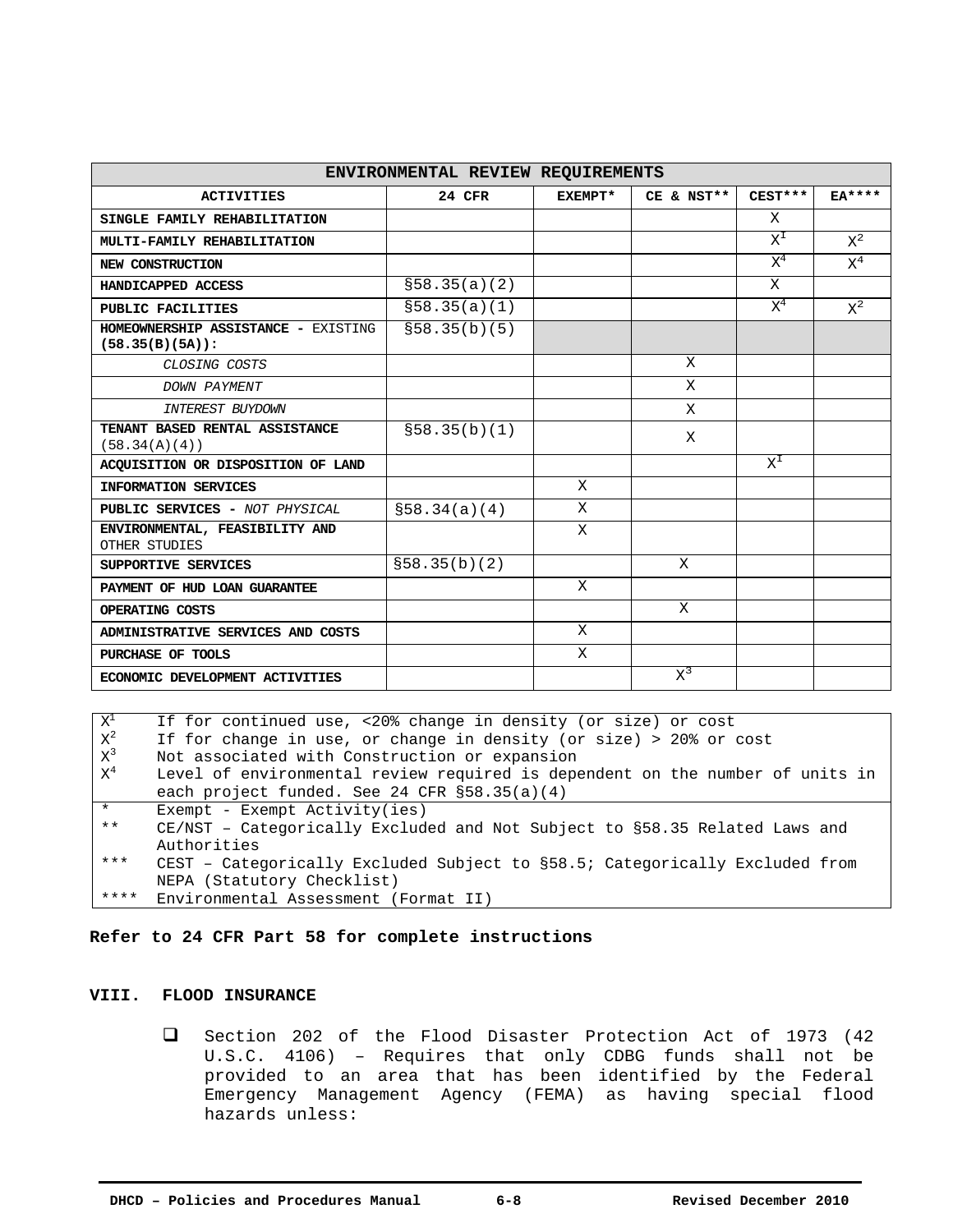| ENVIRONMENTAL REVIEW REQUIREMENTS | | | | | |
|---|---|---|---|---|---|
| **ACTIVITIES** | **24 CFR** | **EXEMPT*** | **CE & NST**** | **CEST***** | **EA******* |
| **SINGLE FAMILY REHABILITATION** | | | | X | |
| **MULTI-FAMILY REHABILITATION** | | | | X[1] | X[2] |
| **NEW CONSTRUCTION** | | | | X[4] | X[4] |
| **HANDICAPPED ACCESS** | §58.35(a)(2) | | | X | |
| **PUBLIC FACILITIES** | §58.35(a)(1) | | | X[4] | X[2] |
| **HOMEOWNERSHIP ASSISTANCE -** EXISTING **(58.35(B)(5A)):** | §58.35(b)(5) | | | | |
| *CLOSING COSTS* | | | X | | |
| *DOWN PAYMENT* | | | X | | |
| *INTEREST BUYDOWN* | | | X | | |
| **TENANT BASED RENTAL ASSISTANCE** (58.34(A)(4)) | §58.35(b)(1) | | X | | |
| **ACQUISITION OR DISPOSITION OF LAND** | | | | X[1] | |
| **INFORMATION SERVICES** | | X | | | |
| **PUBLIC SERVICES -** *NOT PHYSICAL* | §58.34(a)(4) | X | | | |
| **ENVIRONMENTAL, FEASIBILITY AND** OTHER STUDIES | | X | | | |
| **SUPPORTIVE SERVICES** | §58.35(b)(2) | | X | | |
| **PAYMENT OF HUD LOAN GUARANTEE** | | X | | | |
| **OPERATING COSTS** | | | X | | |
| **ADMINISTRATIVE SERVICES AND COSTS** | | X | | | |
| **PURCHASE OF TOOLS** | | X | | | |
| **ECONOMIC DEVELOPMENT ACTIVITIES** | | | X[3] | | |

| | |
|---|---|
| X[1] | If for continued use, <20% change in density (or size) or cost |
| X[2] | If for change in use, or change in density (or size) > 20% or cost |
| X[3] | Not associated with Construction or expansion |
| X[4] | Level of environmental review required is dependent on the number of units in each project funded. See 24 CFR §58.35(a)(4) |
| * | Exempt - Exempt Activity(ies) |
| ** | CE/NST – Categorically Excluded and Not Subject to §58.35 Related Laws and Authorities |
| *** | CEST – Categorically Excluded Subject to §58.5; Categorically Excluded from NEPA (Statutory Checklist) |
| **** | Environmental Assessment (Format II) |

**Refer to 24 CFR Part 58 for complete instructions**

## VIII. FLOOD INSURANCE

- ❑ Section 202 of the Flood Disaster Protection Act of 1973 (42 U.S.C. 4106) – Requires that only CDBG funds shall not be provided to an area that has been identified by the Federal Emergency Management Agency (FEMA) as having special flood hazards unless: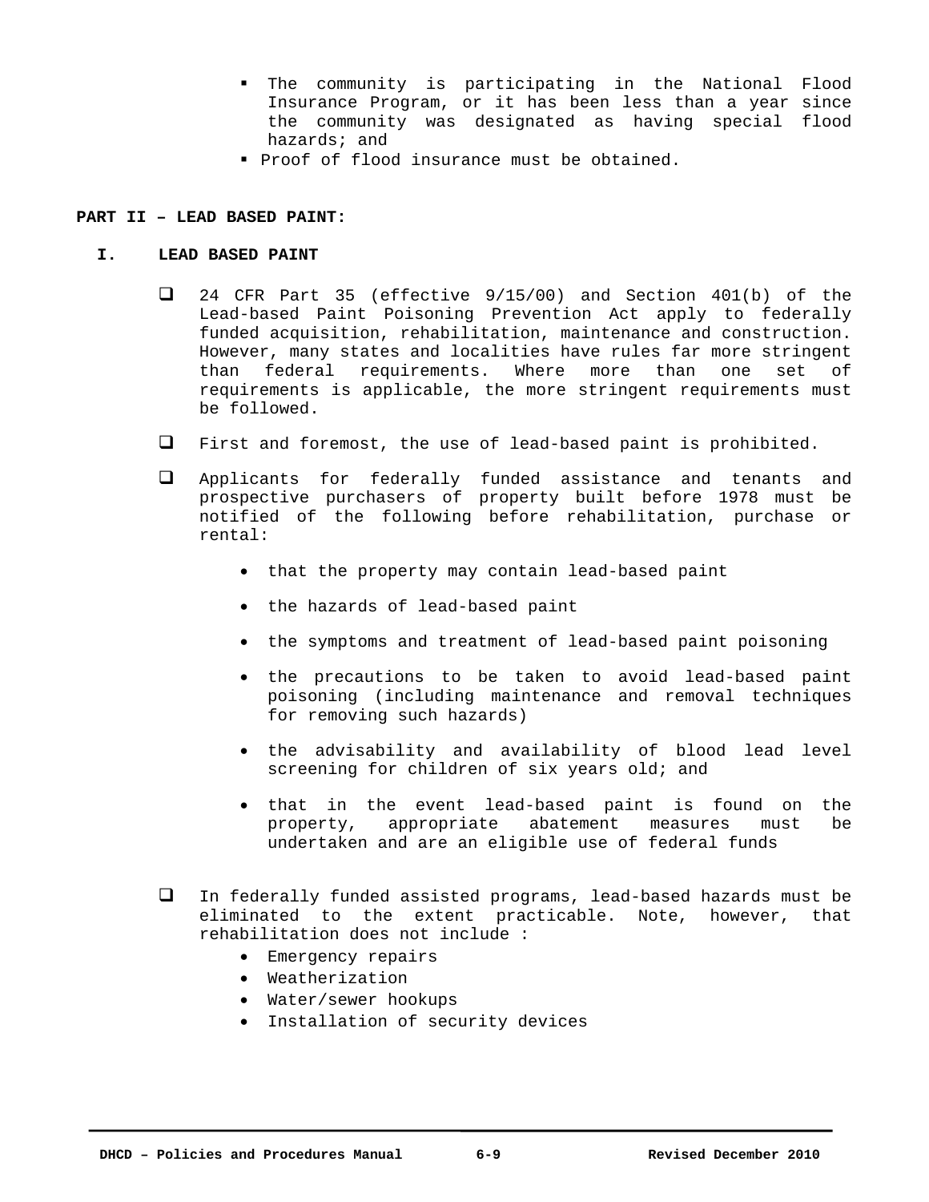- The community is participating in the National Flood Insurance Program, or it has been less than a year since the community was designated as having special flood hazards; and
- Proof of flood insurance must be obtained.

## PART II – LEAD BASED PAINT:

### I. LEAD BASED PAINT

- 24 CFR Part 35 (effective 9/15/00) and Section 401(b) of the Lead-based Paint Poisoning Prevention Act apply to federally funded acquisition, rehabilitation, maintenance and construction. However, many states and localities have rules far more stringent than federal requirements. Where more than one set of requirements is applicable, the more stringent requirements must be followed.

- First and foremost, the use of lead-based paint is prohibited.

- Applicants for federally funded assistance and tenants and prospective purchasers of property built before 1978 must be notified of the following before rehabilitation, purchase or rental:

  - that the property may contain lead-based paint
  - the hazards of lead-based paint
  - the symptoms and treatment of lead-based paint poisoning
  - the precautions to be taken to avoid lead-based paint poisoning (including maintenance and removal techniques for removing such hazards)
  - the advisability and availability of blood lead level screening for children of six years old; and
  - that in the event lead-based paint is found on the property, appropriate abatement measures must be undertaken and are an eligible use of federal funds

- In federally funded assisted programs, lead-based hazards must be eliminated to the extent practicable. Note, however, that rehabilitation does not include :
  - Emergency repairs
  - Weatherization
  - Water/sewer hookups
  - Installation of security devices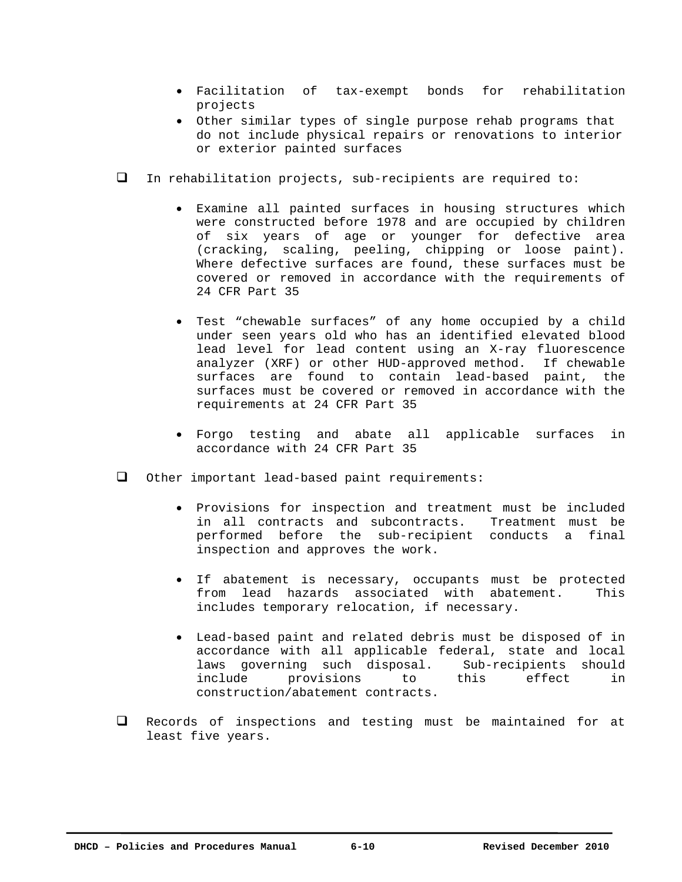- Facilitation of tax-exempt bonds for rehabilitation projects
- Other similar types of single purpose rehab programs that do not include physical repairs or renovations to interior or exterior painted surfaces

- ❑ In rehabilitation projects, sub-recipients are required to:

  - Examine all painted surfaces in housing structures which were constructed before 1978 and are occupied by children of six years of age or younger for defective area (cracking, scaling, peeling, chipping or loose paint). Where defective surfaces are found, these surfaces must be covered or removed in accordance with the requirements of 24 CFR Part 35

  - Test "chewable surfaces" of any home occupied by a child under seen years old who has an identified elevated blood lead level for lead content using an X-ray fluorescence analyzer (XRF) or other HUD-approved method. If chewable surfaces are found to contain lead-based paint, the surfaces must be covered or removed in accordance with the requirements at 24 CFR Part 35

  - Forgo testing and abate all applicable surfaces in accordance with 24 CFR Part 35

- ❑ Other important lead-based paint requirements:

  - Provisions for inspection and treatment must be included in all contracts and subcontracts. Treatment must be performed before the sub-recipient conducts a final inspection and approves the work.

  - If abatement is necessary, occupants must be protected from lead hazards associated with abatement. This includes temporary relocation, if necessary.

  - Lead-based paint and related debris must be disposed of in accordance with all applicable federal, state and local laws governing such disposal. Sub-recipients should include provisions to this effect in construction/abatement contracts.

- ❑ Records of inspections and testing must be maintained for at least five years.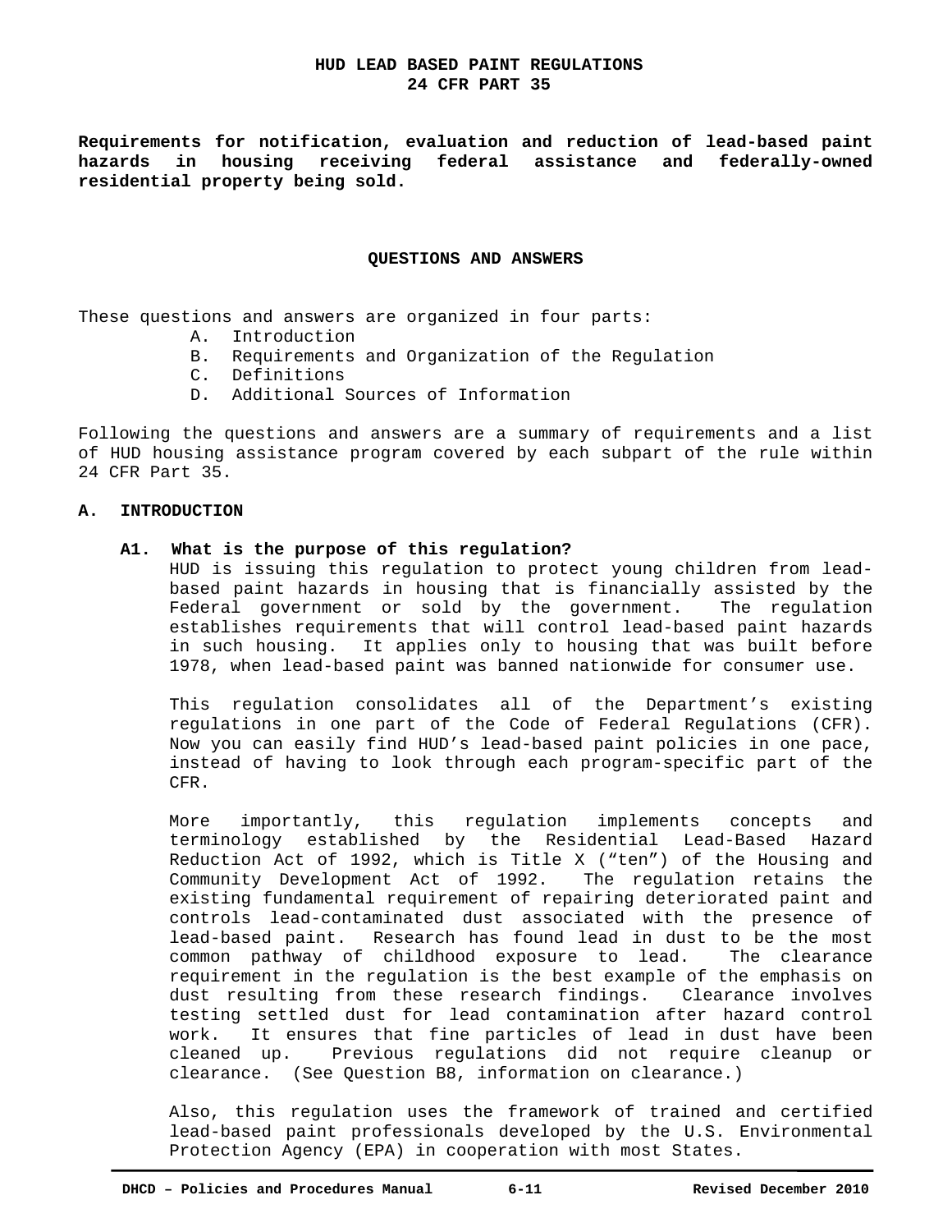# HUD LEAD BASED PAINT REGULATIONS
# 24 CFR PART 35

**Requirements for notification, evaluation and reduction of lead-based paint hazards in housing receiving federal assistance and federally-owned residential property being sold.**

## QUESTIONS AND ANSWERS

These questions and answers are organized in four parts:

A. Introduction
B. Requirements and Organization of the Regulation
C. Definitions
D. Additional Sources of Information

Following the questions and answers are a summary of requirements and a list of HUD housing assistance program covered by each subpart of the rule within 24 CFR Part 35.

## A. INTRODUCTION

### A1. What is the purpose of this regulation?

HUD is issuing this regulation to protect young children from lead-based paint hazards in housing that is financially assisted by the Federal government or sold by the government. The regulation establishes requirements that will control lead-based paint hazards in such housing. It applies only to housing that was built before 1978, when lead-based paint was banned nationwide for consumer use.

This regulation consolidates all of the Department's existing regulations in one part of the Code of Federal Regulations (CFR). Now you can easily find HUD's lead-based paint policies in one pace, instead of having to look through each program-specific part of the CFR.

More importantly, this regulation implements concepts and terminology established by the Residential Lead-Based Hazard Reduction Act of 1992, which is Title X ("ten") of the Housing and Community Development Act of 1992. The regulation retains the existing fundamental requirement of repairing deteriorated paint and controls lead-contaminated dust associated with the presence of lead-based paint. Research has found lead in dust to be the most common pathway of childhood exposure to lead. The clearance requirement in the regulation is the best example of the emphasis on dust resulting from these research findings. Clearance involves testing settled dust for lead contamination after hazard control work. It ensures that fine particles of lead in dust have been cleaned up. Previous regulations did not require cleanup or clearance. (See Question B8, information on clearance.)

Also, this regulation uses the framework of trained and certified lead-based paint professionals developed by the U.S. Environmental Protection Agency (EPA) in cooperation with most States.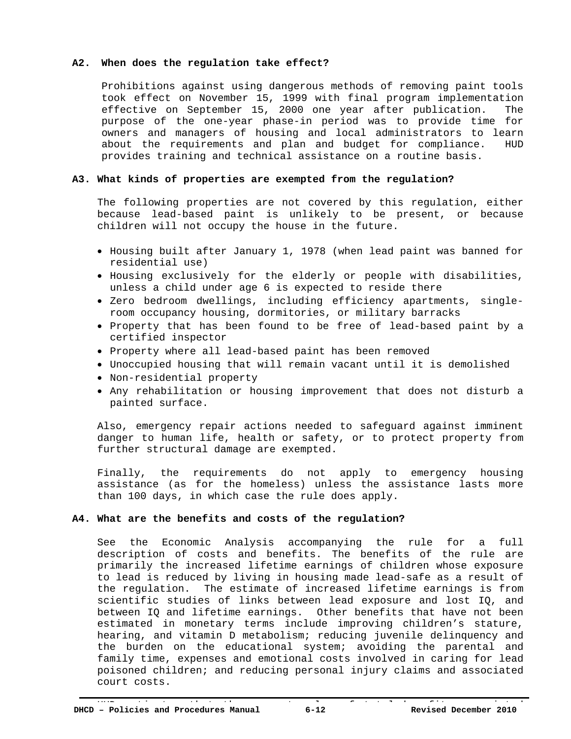**A2. When does the regulation take effect?**

Prohibitions against using dangerous methods of removing paint tools took effect on November 15, 1999 with final program implementation effective on September 15, 2000 one year after publication. The purpose of the one-year phase-in period was to provide time for owners and managers of housing and local administrators to learn about the requirements and plan and budget for compliance. HUD provides training and technical assistance on a routine basis.

**A3. What kinds of properties are exempted from the regulation?**

The following properties are not covered by this regulation, either because lead-based paint is unlikely to be present, or because children will not occupy the house in the future.

- Housing built after January 1, 1978 (when lead paint was banned for residential use)
- Housing exclusively for the elderly or people with disabilities, unless a child under age 6 is expected to reside there
- Zero bedroom dwellings, including efficiency apartments, single-room occupancy housing, dormitories, or military barracks
- Property that has been found to be free of lead-based paint by a certified inspector
- Property where all lead-based paint has been removed
- Unoccupied housing that will remain vacant until it is demolished
- Non-residential property
- Any rehabilitation or housing improvement that does not disturb a painted surface.

Also, emergency repair actions needed to safeguard against imminent danger to human life, health or safety, or to protect property from further structural damage are exempted.

Finally, the requirements do not apply to emergency housing assistance (as for the homeless) unless the assistance lasts more than 100 days, in which case the rule does apply.

**A4. What are the benefits and costs of the regulation?**

See the Economic Analysis accompanying the rule for a full description of costs and benefits. The benefits of the rule are primarily the increased lifetime earnings of children whose exposure to lead is reduced by living in housing made lead-safe as a result of the regulation. The estimate of increased lifetime earnings is from scientific studies of links between lead exposure and lost IQ, and between IQ and lifetime earnings. Other benefits that have not been estimated in monetary terms include improving children's stature, hearing, and vitamin D metabolism; reducing juvenile delinquency and the burden on the educational system; avoiding the parental and family time, expenses and emotional costs involved in caring for lead poisoned children; and reducing personal injury claims and associated court costs.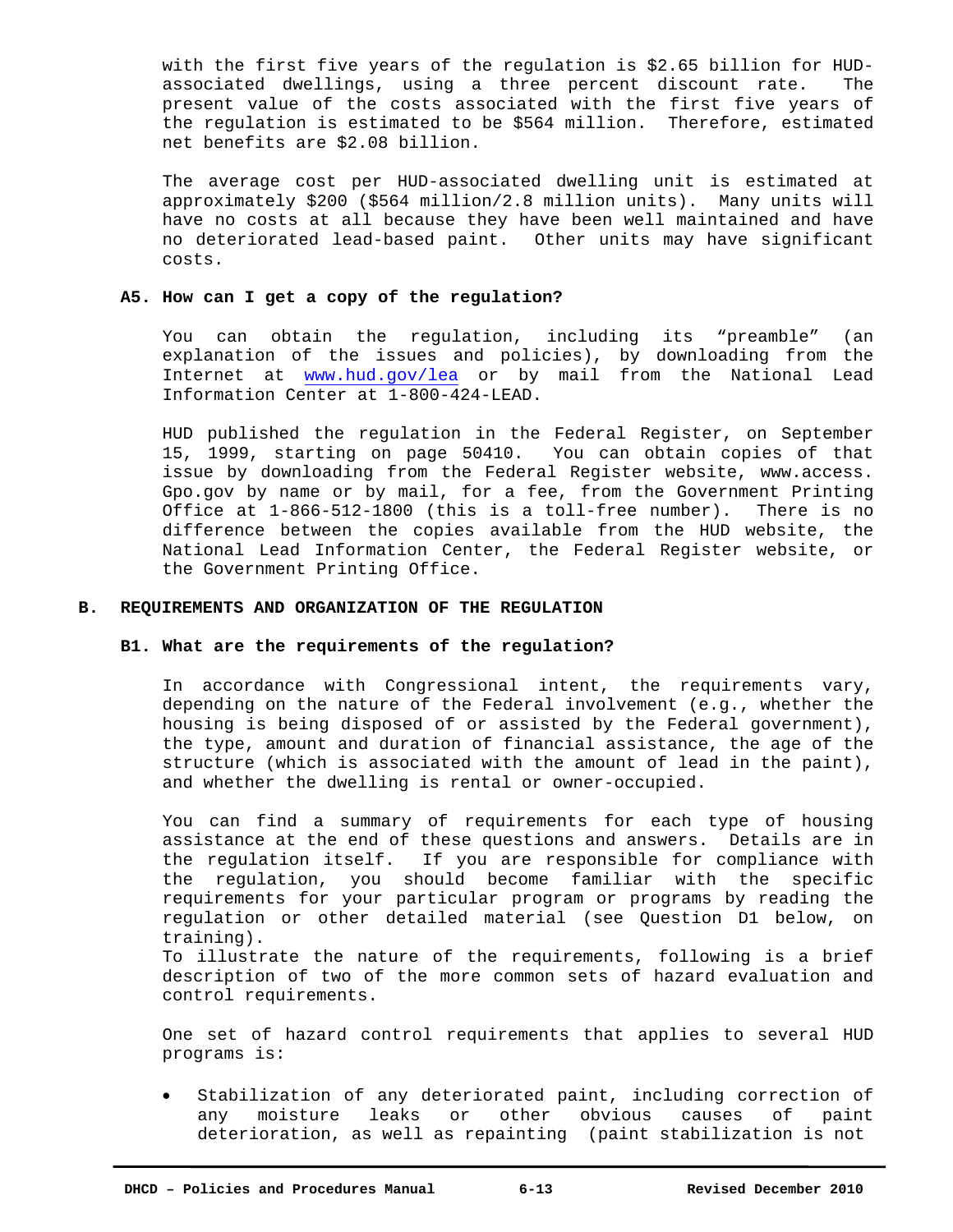with the first five years of the regulation is $2.65 billion for HUD-associated dwellings, using a three percent discount rate. The present value of the costs associated with the first five years of the regulation is estimated to be $564 million. Therefore, estimated net benefits are $2.08 billion.

The average cost per HUD-associated dwelling unit is estimated at approximately $200 ($564 million/2.8 million units). Many units will have no costs at all because they have been well maintained and have no deteriorated lead-based paint. Other units may have significant costs.

### A5. How can I get a copy of the regulation?

You can obtain the regulation, including its "preamble" (an explanation of the issues and policies), by downloading from the Internet at www.hud.gov/lea or by mail from the National Lead Information Center at 1-800-424-LEAD.

HUD published the regulation in the Federal Register, on September 15, 1999, starting on page 50410. You can obtain copies of that issue by downloading from the Federal Register website, www.access. Gpo.gov by name or by mail, for a fee, from the Government Printing Office at 1-866-512-1800 (this is a toll-free number). There is no difference between the copies available from the HUD website, the National Lead Information Center, the Federal Register website, or the Government Printing Office.

## B. REQUIREMENTS AND ORGANIZATION OF THE REGULATION

### B1. What are the requirements of the regulation?

In accordance with Congressional intent, the requirements vary, depending on the nature of the Federal involvement (e.g., whether the housing is being disposed of or assisted by the Federal government), the type, amount and duration of financial assistance, the age of the structure (which is associated with the amount of lead in the paint), and whether the dwelling is rental or owner-occupied.

You can find a summary of requirements for each type of housing assistance at the end of these questions and answers. Details are in the regulation itself. If you are responsible for compliance with the regulation, you should become familiar with the specific requirements for your particular program or programs by reading the regulation or other detailed material (see Question D1 below, on training).

To illustrate the nature of the requirements, following is a brief description of two of the more common sets of hazard evaluation and control requirements.

One set of hazard control requirements that applies to several HUD programs is:

- Stabilization of any deteriorated paint, including correction of any moisture leaks or other obvious causes of paint deterioration, as well as repainting (paint stabilization is not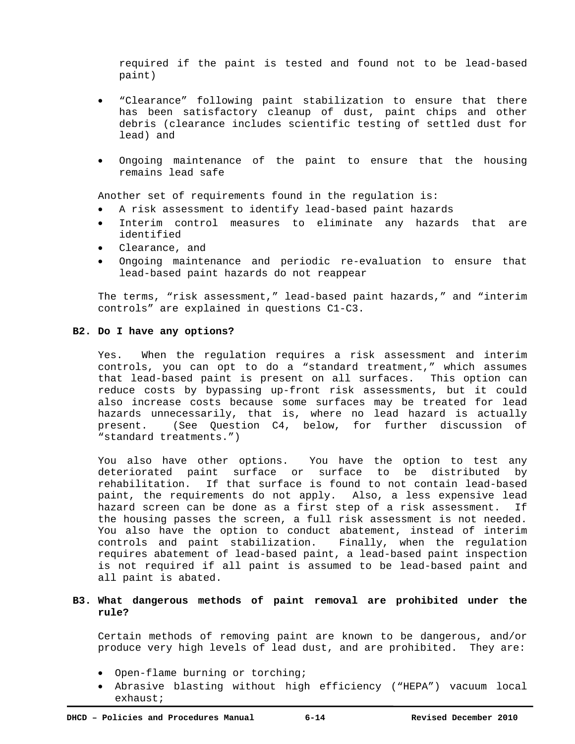required if the paint is tested and found not to be lead-based paint)

- "Clearance" following paint stabilization to ensure that there has been satisfactory cleanup of dust, paint chips and other debris (clearance includes scientific testing of settled dust for lead) and

- Ongoing maintenance of the paint to ensure that the housing remains lead safe

Another set of requirements found in the regulation is:

- A risk assessment to identify lead-based paint hazards
- Interim control measures to eliminate any hazards that are identified
- Clearance, and
- Ongoing maintenance and periodic re-evaluation to ensure that lead-based paint hazards do not reappear

The terms, "risk assessment," lead-based paint hazards," and "interim controls" are explained in questions C1-C3.

**B2. Do I have any options?**

Yes. When the regulation requires a risk assessment and interim controls, you can opt to do a "standard treatment," which assumes that lead-based paint is present on all surfaces. This option can reduce costs by bypassing up-front risk assessments, but it could also increase costs because some surfaces may be treated for lead hazards unnecessarily, that is, where no lead hazard is actually present. (See Question C4, below, for further discussion of "standard treatments.")

You also have other options. You have the option to test any deteriorated paint surface or surface to be distributed by rehabilitation. If that surface is found to not contain lead-based paint, the requirements do not apply. Also, a less expensive lead hazard screen can be done as a first step of a risk assessment. If the housing passes the screen, a full risk assessment is not needed. You also have the option to conduct abatement, instead of interim controls and paint stabilization. Finally, when the regulation requires abatement of lead-based paint, a lead-based paint inspection is not required if all paint is assumed to be lead-based paint and all paint is abated.

**B3. What dangerous methods of paint removal are prohibited under the rule?**

Certain methods of removing paint are known to be dangerous, and/or produce very high levels of lead dust, and are prohibited. They are:

- Open-flame burning or torching;
- Abrasive blasting without high efficiency ("HEPA") vacuum local exhaust;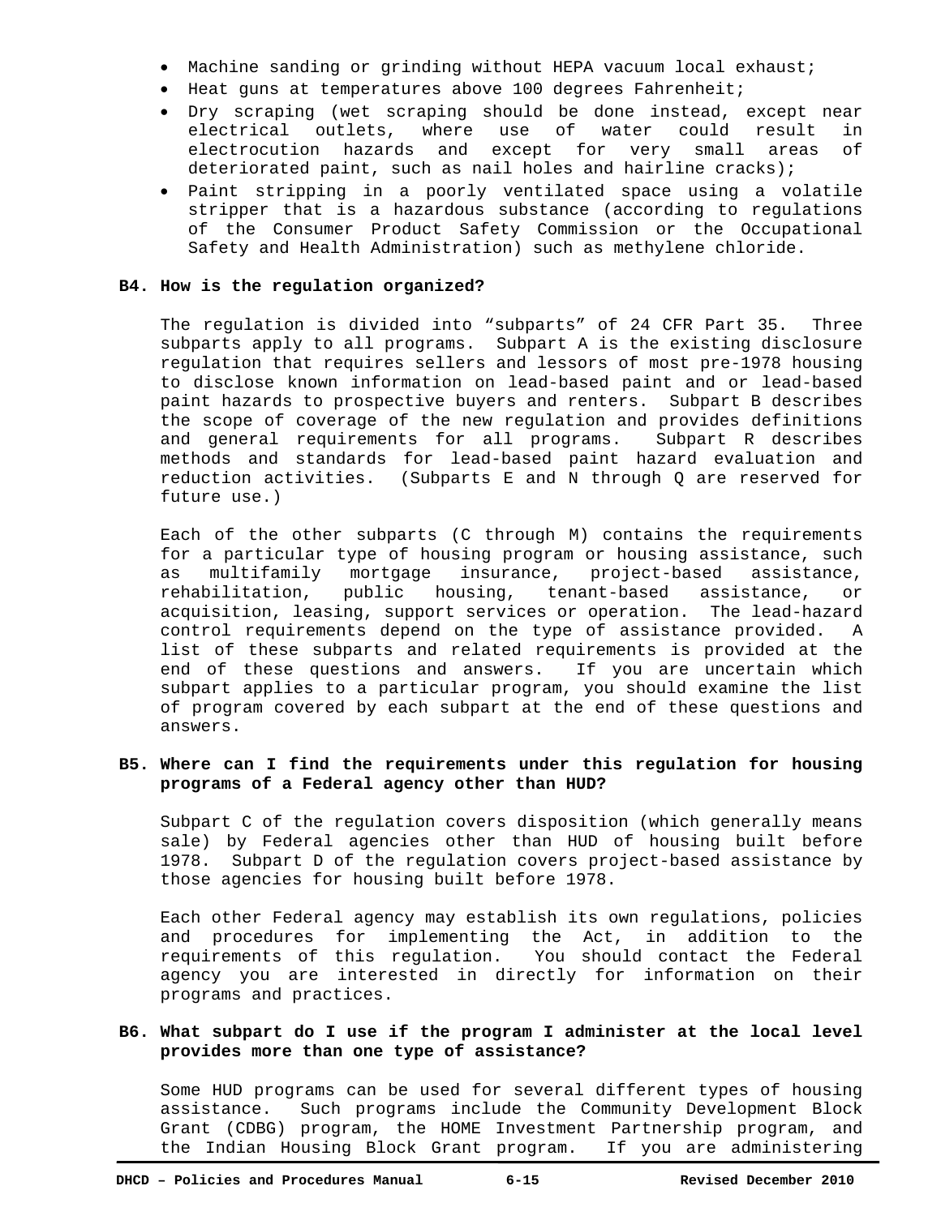- Machine sanding or grinding without HEPA vacuum local exhaust;
- Heat guns at temperatures above 100 degrees Fahrenheit;
- Dry scraping (wet scraping should be done instead, except near electrical outlets, where use of water could result in electrocution hazards and except for very small areas of deteriorated paint, such as nail holes and hairline cracks);
- Paint stripping in a poorly ventilated space using a volatile stripper that is a hazardous substance (according to regulations of the Consumer Product Safety Commission or the Occupational Safety and Health Administration) such as methylene chloride.

**B4. How is the regulation organized?**

The regulation is divided into "subparts" of 24 CFR Part 35. Three subparts apply to all programs. Subpart A is the existing disclosure regulation that requires sellers and lessors of most pre-1978 housing to disclose known information on lead-based paint and or lead-based paint hazards to prospective buyers and renters. Subpart B describes the scope of coverage of the new regulation and provides definitions and general requirements for all programs. Subpart R describes methods and standards for lead-based paint hazard evaluation and reduction activities. (Subparts E and N through Q are reserved for future use.)

Each of the other subparts (C through M) contains the requirements for a particular type of housing program or housing assistance, such as multifamily mortgage insurance, project-based assistance, rehabilitation, public housing, tenant-based assistance, or acquisition, leasing, support services or operation. The lead-hazard control requirements depend on the type of assistance provided. A list of these subparts and related requirements is provided at the end of these questions and answers. If you are uncertain which subpart applies to a particular program, you should examine the list of program covered by each subpart at the end of these questions and answers.

**B5. Where can I find the requirements under this regulation for housing programs of a Federal agency other than HUD?**

Subpart C of the regulation covers disposition (which generally means sale) by Federal agencies other than HUD of housing built before 1978. Subpart D of the regulation covers project-based assistance by those agencies for housing built before 1978.

Each other Federal agency may establish its own regulations, policies and procedures for implementing the Act, in addition to the requirements of this regulation. You should contact the Federal agency you are interested in directly for information on their programs and practices.

**B6. What subpart do I use if the program I administer at the local level provides more than one type of assistance?**

Some HUD programs can be used for several different types of housing assistance. Such programs include the Community Development Block Grant (CDBG) program, the HOME Investment Partnership program, and the Indian Housing Block Grant program. If you are administering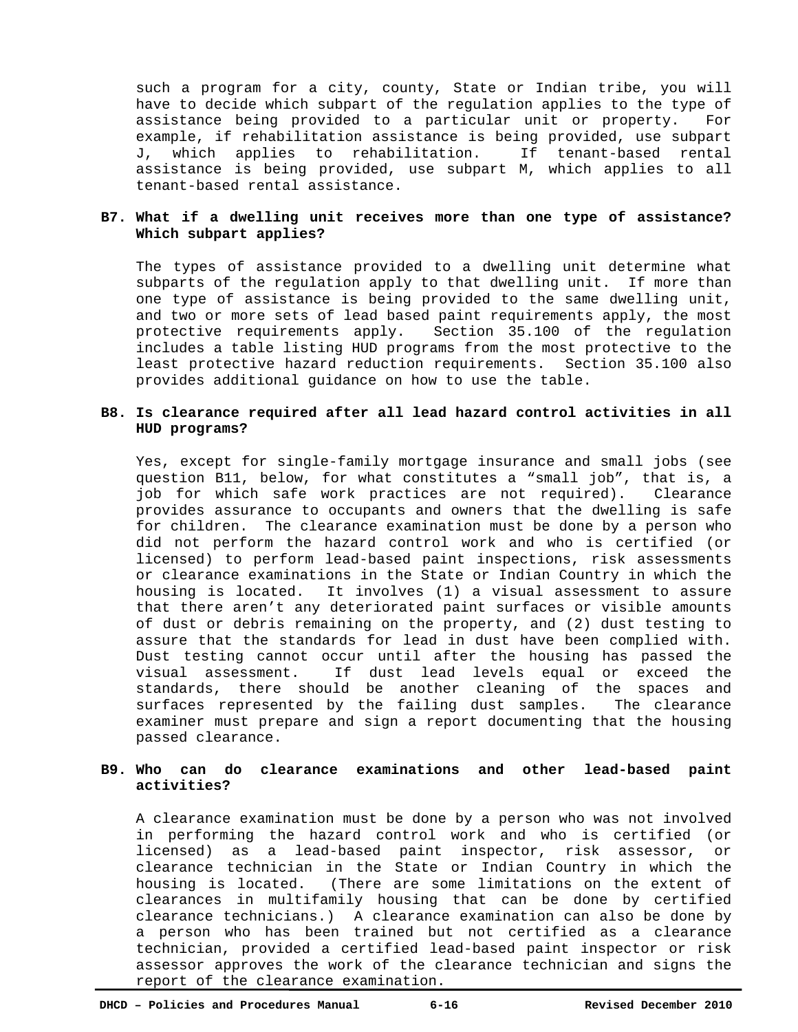such a program for a city, county, State or Indian tribe, you will have to decide which subpart of the regulation applies to the type of assistance being provided to a particular unit or property. For example, if rehabilitation assistance is being provided, use subpart J, which applies to rehabilitation. If tenant-based rental assistance is being provided, use subpart M, which applies to all tenant-based rental assistance.

**B7. What if a dwelling unit receives more than one type of assistance? Which subpart applies?**

The types of assistance provided to a dwelling unit determine what subparts of the regulation apply to that dwelling unit. If more than one type of assistance is being provided to the same dwelling unit, and two or more sets of lead based paint requirements apply, the most protective requirements apply. Section 35.100 of the regulation includes a table listing HUD programs from the most protective to the least protective hazard reduction requirements. Section 35.100 also provides additional guidance on how to use the table.

**B8. Is clearance required after all lead hazard control activities in all HUD programs?**

Yes, except for single-family mortgage insurance and small jobs (see question B11, below, for what constitutes a "small job", that is, a job for which safe work practices are not required). Clearance provides assurance to occupants and owners that the dwelling is safe for children. The clearance examination must be done by a person who did not perform the hazard control work and who is certified (or licensed) to perform lead-based paint inspections, risk assessments or clearance examinations in the State or Indian Country in which the housing is located. It involves (1) a visual assessment to assure that there aren't any deteriorated paint surfaces or visible amounts of dust or debris remaining on the property, and (2) dust testing to assure that the standards for lead in dust have been complied with. Dust testing cannot occur until after the housing has passed the visual assessment. If dust lead levels equal or exceed the standards, there should be another cleaning of the spaces and surfaces represented by the failing dust samples. The clearance examiner must prepare and sign a report documenting that the housing passed clearance.

**B9. Who can do clearance examinations and other lead-based paint activities?**

A clearance examination must be done by a person who was not involved in performing the hazard control work and who is certified (or licensed) as a lead-based paint inspector, risk assessor, or clearance technician in the State or Indian Country in which the housing is located. (There are some limitations on the extent of clearances in multifamily housing that can be done by certified clearance technicians.) A clearance examination can also be done by a person who has been trained but not certified as a clearance technician, provided a certified lead-based paint inspector or risk assessor approves the work of the clearance technician and signs the report of the clearance examination.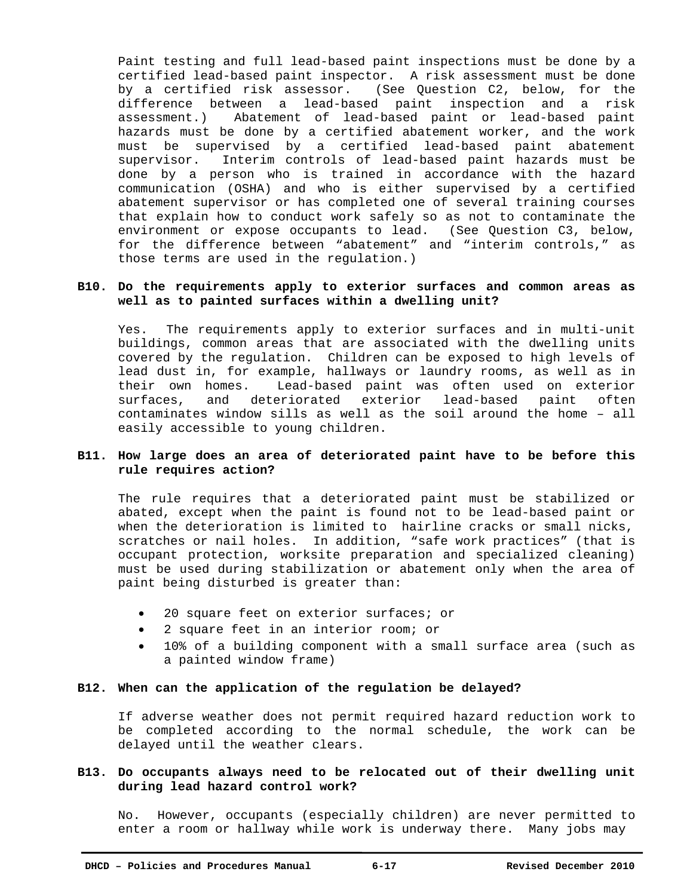Paint testing and full lead-based paint inspections must be done by a certified lead-based paint inspector. A risk assessment must be done by a certified risk assessor. (See Question C2, below, for the difference between a lead-based paint inspection and a risk assessment.) Abatement of lead-based paint or lead-based paint hazards must be done by a certified abatement worker, and the work must be supervised by a certified lead-based paint abatement supervisor. Interim controls of lead-based paint hazards must be done by a person who is trained in accordance with the hazard communication (OSHA) and who is either supervised by a certified abatement supervisor or has completed one of several training courses that explain how to conduct work safely so as not to contaminate the environment or expose occupants to lead. (See Question C3, below, for the difference between "abatement" and "interim controls," as those terms are used in the regulation.)

**B10. Do the requirements apply to exterior surfaces and common areas as well as to painted surfaces within a dwelling unit?**

Yes. The requirements apply to exterior surfaces and in multi-unit buildings, common areas that are associated with the dwelling units covered by the regulation. Children can be exposed to high levels of lead dust in, for example, hallways or laundry rooms, as well as in their own homes. Lead-based paint was often used on exterior surfaces, and deteriorated exterior lead-based paint often contaminates window sills as well as the soil around the home – all easily accessible to young children.

**B11. How large does an area of deteriorated paint have to be before this rule requires action?**

The rule requires that a deteriorated paint must be stabilized or abated, except when the paint is found not to be lead-based paint or when the deterioration is limited to hairline cracks or small nicks, scratches or nail holes. In addition, "safe work practices" (that is occupant protection, worksite preparation and specialized cleaning) must be used during stabilization or abatement only when the area of paint being disturbed is greater than:

- 20 square feet on exterior surfaces; or
- 2 square feet in an interior room; or
- 10% of a building component with a small surface area (such as a painted window frame)

**B12. When can the application of the regulation be delayed?**

If adverse weather does not permit required hazard reduction work to be completed according to the normal schedule, the work can be delayed until the weather clears.

**B13. Do occupants always need to be relocated out of their dwelling unit during lead hazard control work?**

No. However, occupants (especially children) are never permitted to enter a room or hallway while work is underway there. Many jobs may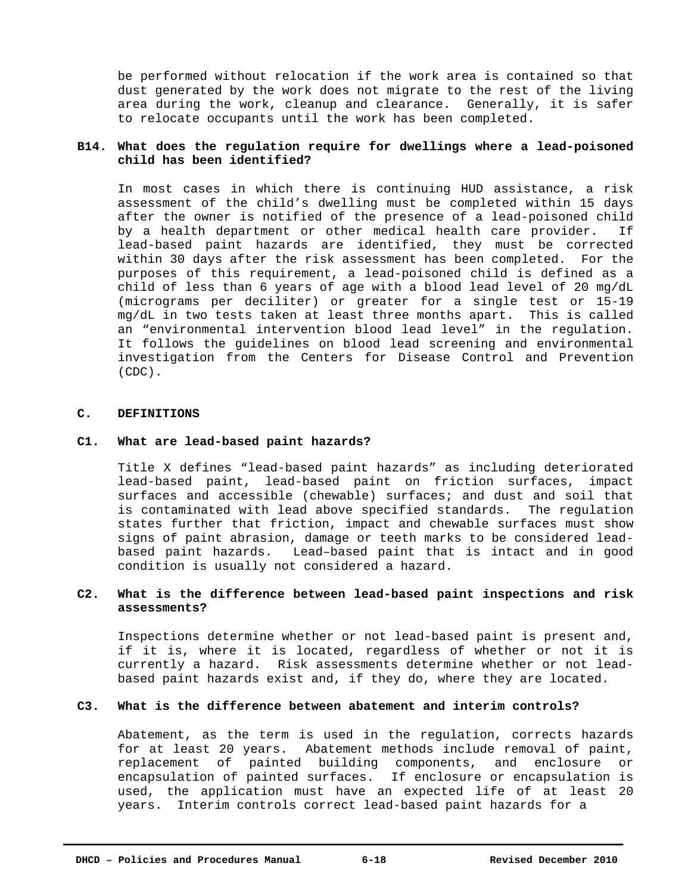be performed without relocation if the work area is contained so that dust generated by the work does not migrate to the rest of the living area during the work, cleanup and clearance. Generally, it is safer to relocate occupants until the work has been completed.

**B14. What does the regulation require for dwellings where a lead-poisoned child has been identified?**

In most cases in which there is continuing HUD assistance, a risk assessment of the child's dwelling must be completed within 15 days after the owner is notified of the presence of a lead-poisoned child by a health department or other medical health care provider. If lead-based paint hazards are identified, they must be corrected within 30 days after the risk assessment has been completed. For the purposes of this requirement, a lead-poisoned child is defined as a child of less than 6 years of age with a blood lead level of 20 mg/dL (micrograms per deciliter) or greater for a single test or 15-19 mg/dL in two tests taken at least three months apart. This is called an "environmental intervention blood lead level" in the regulation. It follows the guidelines on blood lead screening and environmental investigation from the Centers for Disease Control and Prevention (CDC).

## C. DEFINITIONS

**C1. What are lead-based paint hazards?**

Title X defines "lead-based paint hazards" as including deteriorated lead-based paint, lead-based paint on friction surfaces, impact surfaces and accessible (chewable) surfaces; and dust and soil that is contaminated with lead above specified standards. The regulation states further that friction, impact and chewable surfaces must show signs of paint abrasion, damage or teeth marks to be considered lead-based paint hazards. Lead–based paint that is intact and in good condition is usually not considered a hazard.

**C2. What is the difference between lead-based paint inspections and risk assessments?**

Inspections determine whether or not lead-based paint is present and, if it is, where it is located, regardless of whether or not it is currently a hazard. Risk assessments determine whether or not lead-based paint hazards exist and, if they do, where they are located.

**C3. What is the difference between abatement and interim controls?**

Abatement, as the term is used in the regulation, corrects hazards for at least 20 years. Abatement methods include removal of paint, replacement of painted building components, and enclosure or encapsulation of painted surfaces. If enclosure or encapsulation is used, the application must have an expected life of at least 20 years. Interim controls correct lead-based paint hazards for a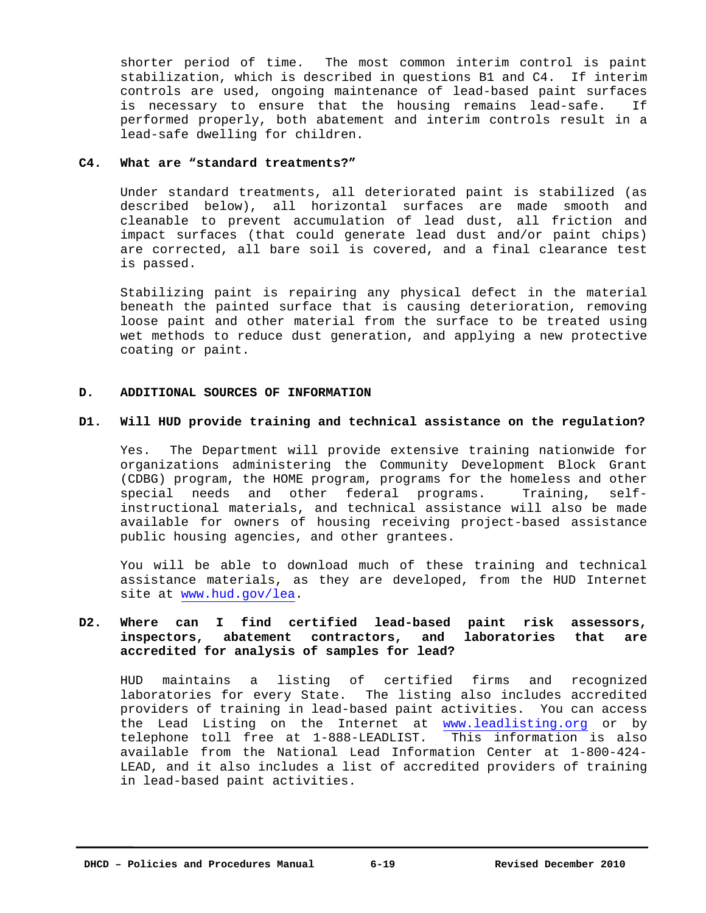shorter period of time. The most common interim control is paint stabilization, which is described in questions B1 and C4. If interim controls are used, ongoing maintenance of lead-based paint surfaces is necessary to ensure that the housing remains lead-safe. If performed properly, both abatement and interim controls result in a lead-safe dwelling for children.

### C4. What are "standard treatments?"

Under standard treatments, all deteriorated paint is stabilized (as described below), all horizontal surfaces are made smooth and cleanable to prevent accumulation of lead dust, all friction and impact surfaces (that could generate lead dust and/or paint chips) are corrected, all bare soil is covered, and a final clearance test is passed.

Stabilizing paint is repairing any physical defect in the material beneath the painted surface that is causing deterioration, removing loose paint and other material from the surface to be treated using wet methods to reduce dust generation, and applying a new protective coating or paint.

## D. ADDITIONAL SOURCES OF INFORMATION

### D1. Will HUD provide training and technical assistance on the regulation?

Yes. The Department will provide extensive training nationwide for organizations administering the Community Development Block Grant (CDBG) program, the HOME program, programs for the homeless and other special needs and other federal programs. Training, self-instructional materials, and technical assistance will also be made available for owners of housing receiving project-based assistance public housing agencies, and other grantees.

You will be able to download much of these training and technical assistance materials, as they are developed, from the HUD Internet site at www.hud.gov/lea.

### D2. Where can I find certified lead-based paint risk assessors, inspectors, abatement contractors, and laboratories that are accredited for analysis of samples for lead?

HUD maintains a listing of certified firms and recognized laboratories for every State. The listing also includes accredited providers of training in lead-based paint activities. You can access the Lead Listing on the Internet at www.leadlisting.org or by telephone toll free at 1-888-LEADLIST. This information is also available from the National Lead Information Center at 1-800-424-LEAD, and it also includes a list of accredited providers of training in lead-based paint activities.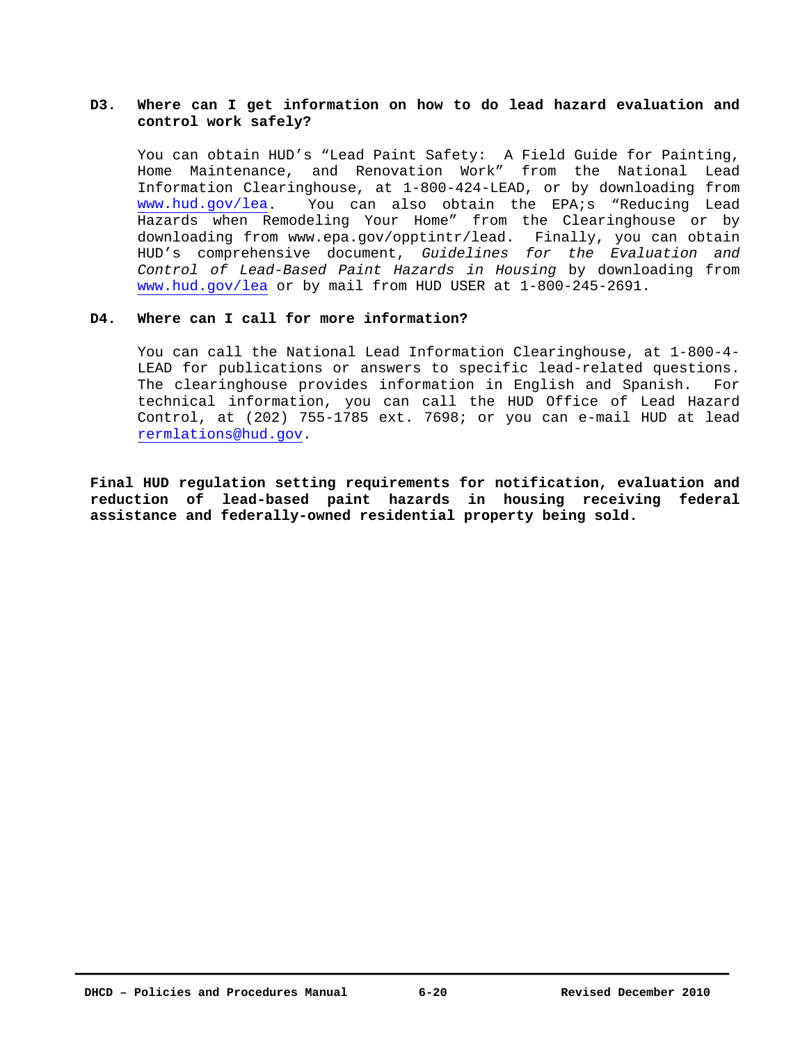**D3. Where can I get information on how to do lead hazard evaluation and control work safely?**

You can obtain HUD's "Lead Paint Safety: A Field Guide for Painting, Home Maintenance, and Renovation Work" from the National Lead Information Clearinghouse, at 1-800-424-LEAD, or by downloading from www.hud.gov/lea. You can also obtain the EPA;s "Reducing Lead Hazards when Remodeling Your Home" from the Clearinghouse or by downloading from www.epa.gov/opptintr/lead. Finally, you can obtain HUD's comprehensive document, *Guidelines for the Evaluation and Control of Lead-Based Paint Hazards in Housing* by downloading from www.hud.gov/lea or by mail from HUD USER at 1-800-245-2691.

**D4. Where can I call for more information?**

You can call the National Lead Information Clearinghouse, at 1-800-4-LEAD for publications or answers to specific lead-related questions. The clearinghouse provides information in English and Spanish. For technical information, you can call the HUD Office of Lead Hazard Control, at (202) 755-1785 ext. 7698; or you can e-mail HUD at lead rermlations@hud.gov.

**Final HUD regulation setting requirements for notification, evaluation and reduction of lead-based paint hazards in housing receiving federal assistance and federally-owned residential property being sold.**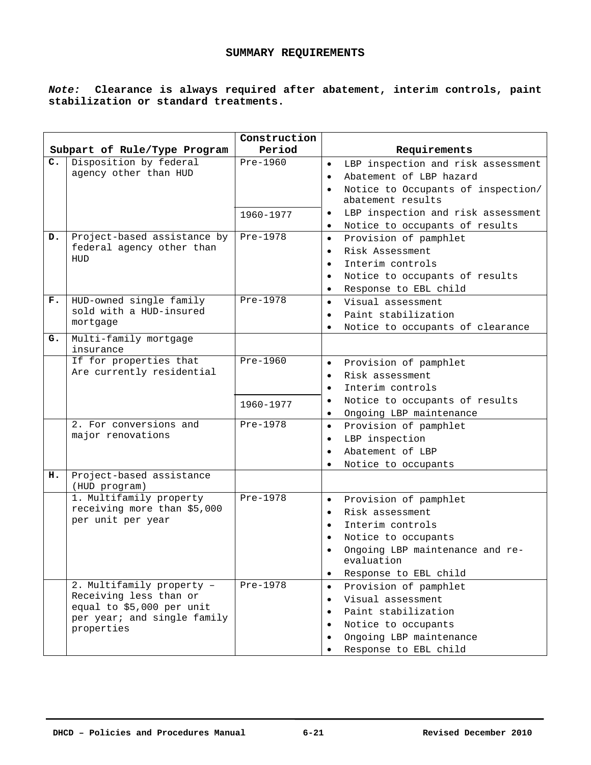## SUMMARY REQUIREMENTS

***Note:* Clearance is always required after abatement, interim controls, paint stabilization or standard treatments.**

| | Subpart of Rule/Type Program | Construction Period | Requirements |
|---|---|---|---|
| **C.** | Disposition by federal agency other than HUD | Pre-1960 | • LBP inspection and risk assessment<br>• Abatement of LBP hazard<br>• Notice to Occupants of inspection/abatement results |
| | | 1960-1977 | • LBP inspection and risk assessment<br>• Notice to occupants of results |
| **D.** | Project-based assistance by federal agency other than HUD | Pre-1978 | • Provision of pamphlet<br>• Risk Assessment<br>• Interim controls<br>• Notice to occupants of results<br>• Response to EBL child |
| **F.** | HUD-owned single family sold with a HUD-insured mortgage | Pre-1978 | • Visual assessment<br>• Paint stabilization<br>• Notice to occupants of clearance |
| **G.** | Multi-family mortgage insurance | | |
| | If for properties that Are currently residential | Pre-1960<br><br>1960-1977 | • Provision of pamphlet<br>• Risk assessment<br>• Interim controls<br>• Notice to occupants of results<br>• Ongoing LBP maintenance |
| | 2. For conversions and major renovations | Pre-1978 | • Provision of pamphlet<br>• LBP inspection<br>• Abatement of LBP<br>• Notice to occupants |
| **H.** | Project-based assistance (HUD program) | | |
| | 1. Multifamily property receiving more than $5,000 per unit per year | Pre-1978 | • Provision of pamphlet<br>• Risk assessment<br>• Interim controls<br>• Notice to occupants<br>• Ongoing LBP maintenance and re-evaluation<br>• Response to EBL child |
| | 2. Multifamily property – Receiving less than or equal to $5,000 per unit per year; and single family properties | Pre-1978 | • Provision of pamphlet<br>• Visual assessment<br>• Paint stabilization<br>• Notice to occupants<br>• Ongoing LBP maintenance<br>• Response to EBL child |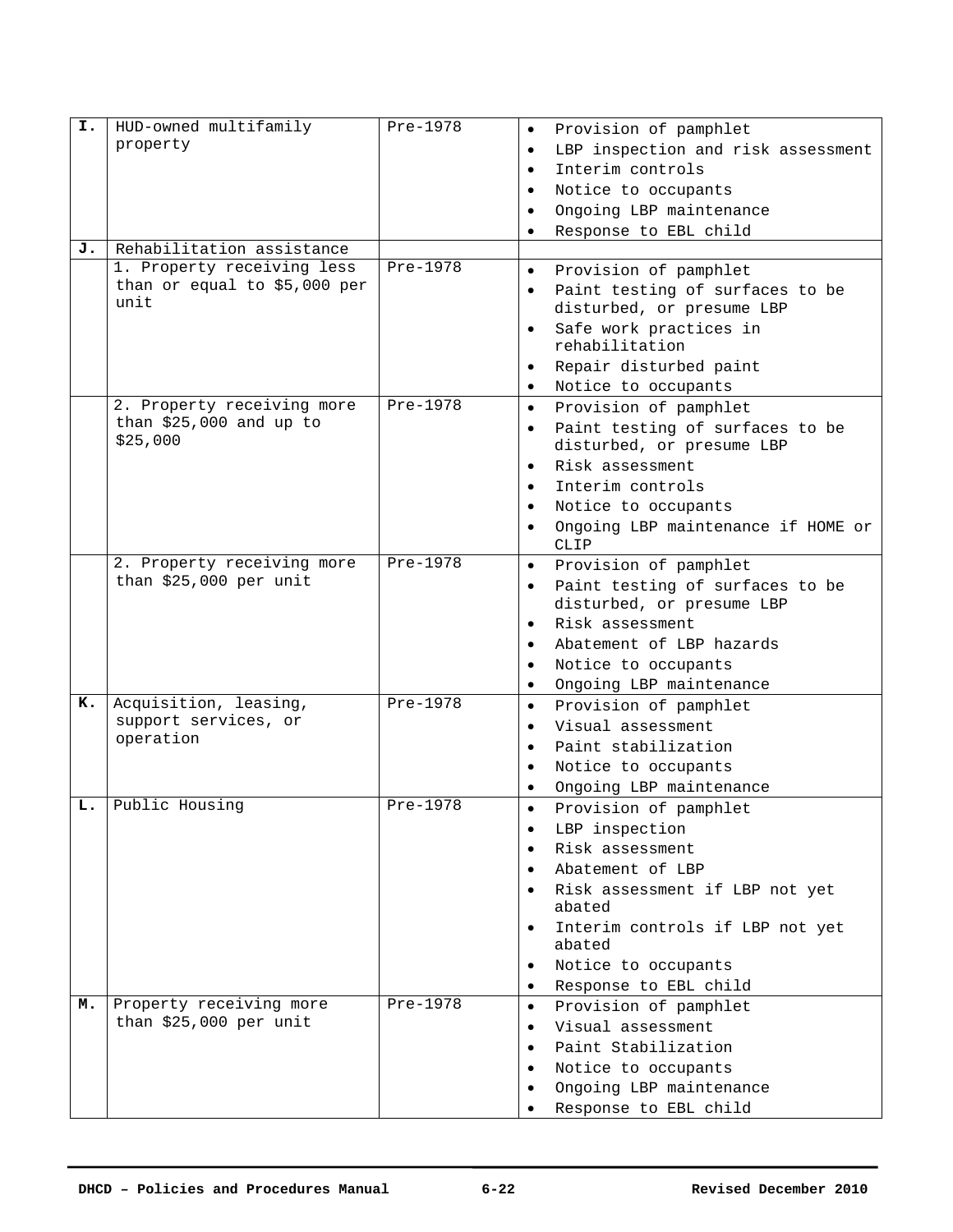| I. | HUD-owned multifamily property | Pre-1978 | • Provision of pamphlet<br>• LBP inspection and risk assessment<br>• Interim controls<br>• Notice to occupants<br>• Ongoing LBP maintenance<br>• Response to EBL child |
|---|---|---|---|
| J. | Rehabilitation assistance | | |
| | 1. Property receiving less than or equal to $5,000 per unit | Pre-1978 | • Provision of pamphlet<br>• Paint testing of surfaces to be disturbed, or presume LBP<br>• Safe work practices in rehabilitation<br>• Repair disturbed paint<br>• Notice to occupants |
| | 2. Property receiving more than $25,000 and up to $25,000 | Pre-1978 | • Provision of pamphlet<br>• Paint testing of surfaces to be disturbed, or presume LBP<br>• Risk assessment<br>• Interim controls<br>• Notice to occupants<br>• Ongoing LBP maintenance if HOME or CLIP |
| | 2. Property receiving more than $25,000 per unit | Pre-1978 | • Provision of pamphlet<br>• Paint testing of surfaces to be disturbed, or presume LBP<br>• Risk assessment<br>• Abatement of LBP hazards<br>• Notice to occupants<br>• Ongoing LBP maintenance |
| K. | Acquisition, leasing, support services, or operation | Pre-1978 | • Provision of pamphlet<br>• Visual assessment<br>• Paint stabilization<br>• Notice to occupants<br>• Ongoing LBP maintenance |
| L. | Public Housing | Pre-1978 | • Provision of pamphlet<br>• LBP inspection<br>• Risk assessment<br>• Abatement of LBP<br>• Risk assessment if LBP not yet abated<br>• Interim controls if LBP not yet abated<br>• Notice to occupants<br>• Response to EBL child |
| M. | Property receiving more than $25,000 per unit | Pre-1978 | • Provision of pamphlet<br>• Visual assessment<br>• Paint Stabilization<br>• Notice to occupants<br>• Ongoing LBP maintenance<br>• Response to EBL child |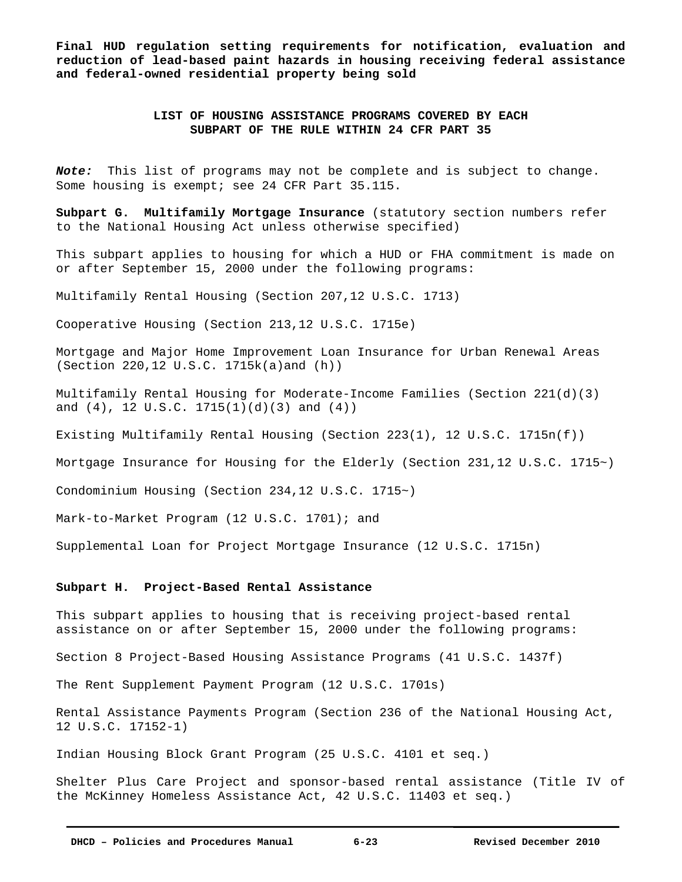**Final HUD regulation setting requirements for notification, evaluation and reduction of lead-based paint hazards in housing receiving federal assistance and federal-owned residential property being sold**

## LIST OF HOUSING ASSISTANCE PROGRAMS COVERED BY EACH SUBPART OF THE RULE WITHIN 24 CFR PART 35

***Note:*** This list of programs may not be complete and is subject to change. Some housing is exempt; see 24 CFR Part 35.115.

**Subpart G. Multifamily Mortgage Insurance** (statutory section numbers refer to the National Housing Act unless otherwise specified)

This subpart applies to housing for which a HUD or FHA commitment is made on or after September 15, 2000 under the following programs:

Multifamily Rental Housing (Section 207,12 U.S.C. 1713)

Cooperative Housing (Section 213,12 U.S.C. 1715e)

Mortgage and Major Home Improvement Loan Insurance for Urban Renewal Areas (Section 220,12 U.S.C. 1715k(a)and (h))

Multifamily Rental Housing for Moderate-Income Families (Section 221(d)(3) and (4), 12 U.S.C. 1715(1)(d)(3) and (4))

Existing Multifamily Rental Housing (Section 223(1), 12 U.S.C. 1715n(f))

Mortgage Insurance for Housing for the Elderly (Section 231,12 U.S.C. 1715~)

Condominium Housing (Section 234,12 U.S.C. 1715~)

Mark-to-Market Program (12 U.S.C. 1701); and

Supplemental Loan for Project Mortgage Insurance (12 U.S.C. 1715n)

**Subpart H. Project-Based Rental Assistance**

This subpart applies to housing that is receiving project-based rental assistance on or after September 15, 2000 under the following programs:

Section 8 Project-Based Housing Assistance Programs (41 U.S.C. 1437f)

The Rent Supplement Payment Program (12 U.S.C. 1701s)

Rental Assistance Payments Program (Section 236 of the National Housing Act, 12 U.S.C. 17152-1)

Indian Housing Block Grant Program (25 U.S.C. 4101 et seq.)

Shelter Plus Care Project and sponsor-based rental assistance (Title IV of the McKinney Homeless Assistance Act, 42 U.S.C. 11403 et seq.)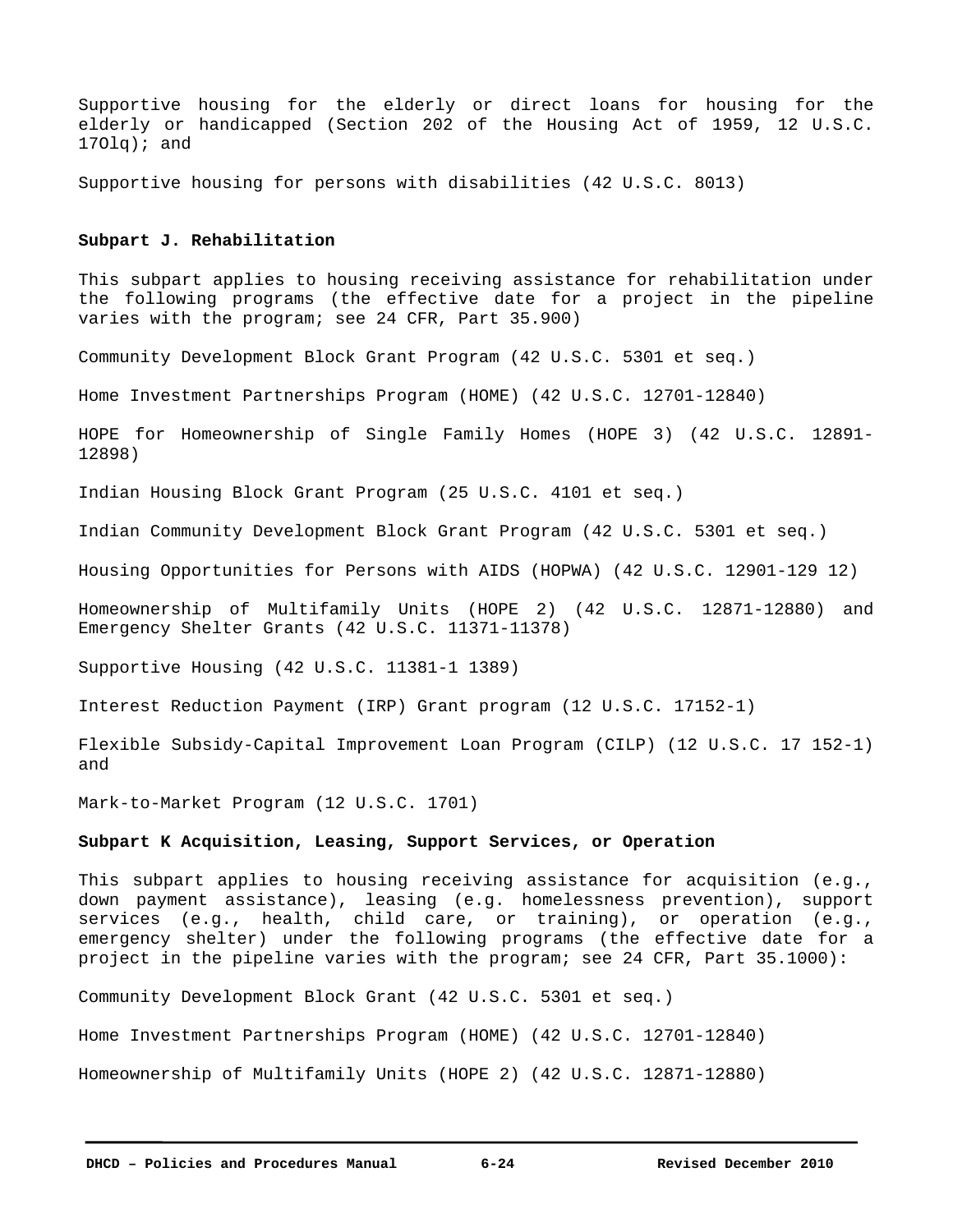Supportive housing for the elderly or direct loans for housing for the elderly or handicapped (Section 202 of the Housing Act of 1959, 12 U.S.C. 17Olq); and

Supportive housing for persons with disabilities (42 U.S.C. 8013)

**Subpart J. Rehabilitation**

This subpart applies to housing receiving assistance for rehabilitation under the following programs (the effective date for a project in the pipeline varies with the program; see 24 CFR, Part 35.900)

Community Development Block Grant Program (42 U.S.C. 5301 et seq.)

Home Investment Partnerships Program (HOME) (42 U.S.C. 12701-12840)

HOPE for Homeownership of Single Family Homes (HOPE 3) (42 U.S.C. 12891-12898)

Indian Housing Block Grant Program (25 U.S.C. 4101 et seq.)

Indian Community Development Block Grant Program (42 U.S.C. 5301 et seq.)

Housing Opportunities for Persons with AIDS (HOPWA) (42 U.S.C. 12901-129 12)

Homeownership of Multifamily Units (HOPE 2) (42 U.S.C. 12871-12880) and Emergency Shelter Grants (42 U.S.C. 11371-11378)

Supportive Housing (42 U.S.C. 11381-1 1389)

Interest Reduction Payment (IRP) Grant program (12 U.S.C. 17152-1)

Flexible Subsidy-Capital Improvement Loan Program (CILP) (12 U.S.C. 17 152-1) and

Mark-to-Market Program (12 U.S.C. 1701)

**Subpart K Acquisition, Leasing, Support Services, or Operation**

This subpart applies to housing receiving assistance for acquisition (e.g., down payment assistance), leasing (e.g. homelessness prevention), support services (e.g., health, child care, or training), or operation (e.g., emergency shelter) under the following programs (the effective date for a project in the pipeline varies with the program; see 24 CFR, Part 35.1000):

Community Development Block Grant (42 U.S.C. 5301 et seq.)

Home Investment Partnerships Program (HOME) (42 U.S.C. 12701-12840)

Homeownership of Multifamily Units (HOPE 2) (42 U.S.C. 12871-12880)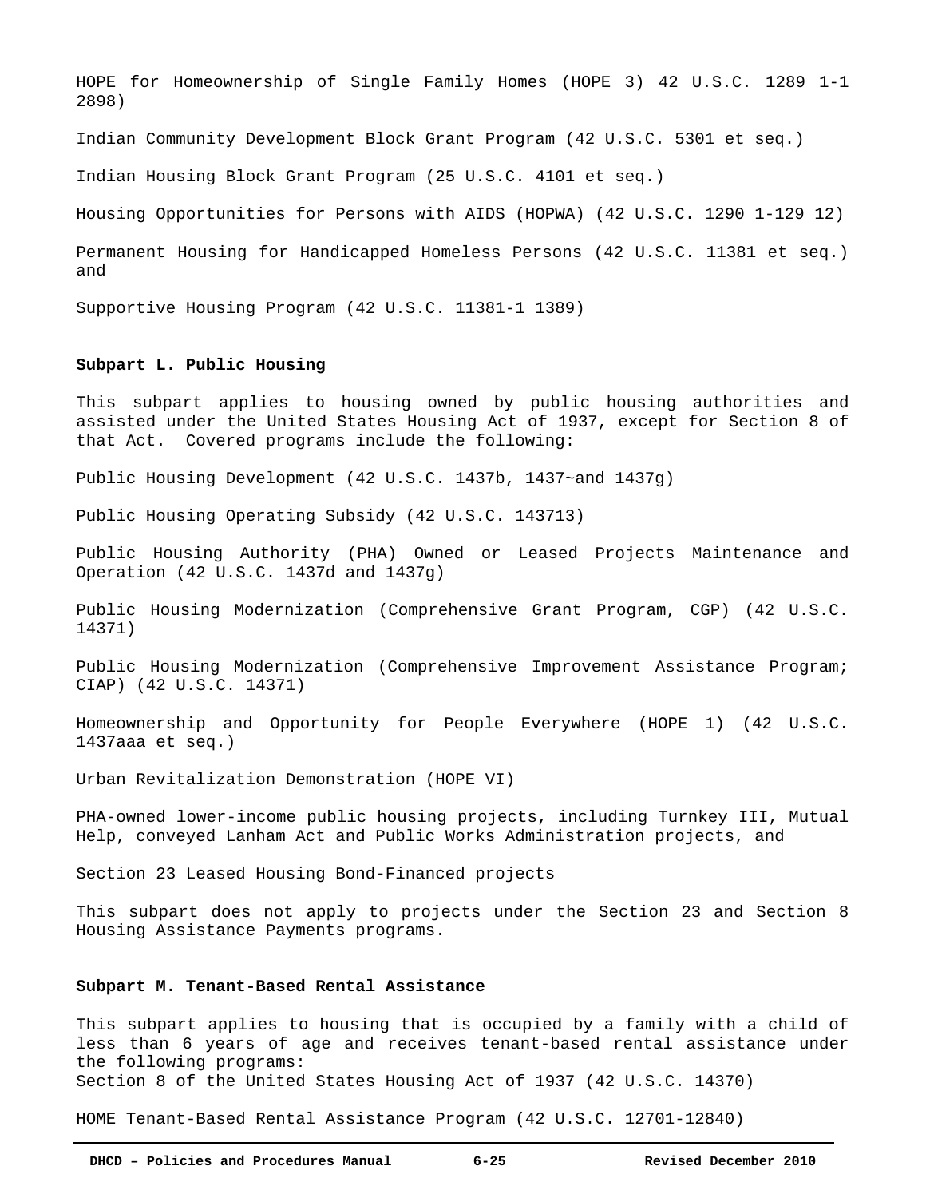HOPE for Homeownership of Single Family Homes (HOPE 3) 42 U.S.C. 1289 1-1 2898)

Indian Community Development Block Grant Program (42 U.S.C. 5301 et seq.)

Indian Housing Block Grant Program (25 U.S.C. 4101 et seq.)

Housing Opportunities for Persons with AIDS (HOPWA) (42 U.S.C. 1290 1-129 12)

Permanent Housing for Handicapped Homeless Persons (42 U.S.C. 11381 et seq.) and

Supportive Housing Program (42 U.S.C. 11381-1 1389)

**Subpart L. Public Housing**

This subpart applies to housing owned by public housing authorities and assisted under the United States Housing Act of 1937, except for Section 8 of that Act. Covered programs include the following:

Public Housing Development (42 U.S.C. 1437b, 1437~and 1437g)

Public Housing Operating Subsidy (42 U.S.C. 143713)

Public Housing Authority (PHA) Owned or Leased Projects Maintenance and Operation (42 U.S.C. 1437d and 1437g)

Public Housing Modernization (Comprehensive Grant Program, CGP) (42 U.S.C. 14371)

Public Housing Modernization (Comprehensive Improvement Assistance Program; CIAP) (42 U.S.C. 14371)

Homeownership and Opportunity for People Everywhere (HOPE 1) (42 U.S.C. 1437aaa et seq.)

Urban Revitalization Demonstration (HOPE VI)

PHA-owned lower-income public housing projects, including Turnkey III, Mutual Help, conveyed Lanham Act and Public Works Administration projects, and

Section 23 Leased Housing Bond-Financed projects

This subpart does not apply to projects under the Section 23 and Section 8 Housing Assistance Payments programs.

**Subpart M. Tenant-Based Rental Assistance**

This subpart applies to housing that is occupied by a family with a child of less than 6 years of age and receives tenant-based rental assistance under the following programs:
Section 8 of the United States Housing Act of 1937 (42 U.S.C. 14370)

HOME Tenant-Based Rental Assistance Program (42 U.S.C. 12701-12840)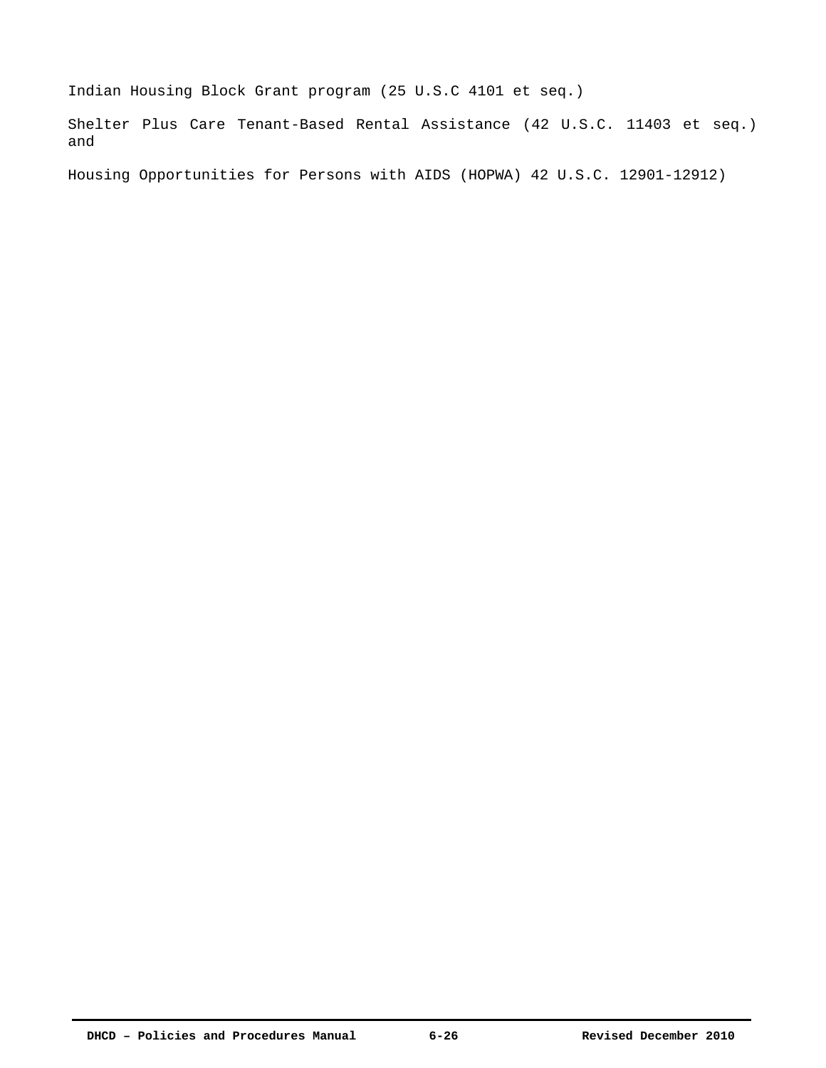Indian Housing Block Grant program (25 U.S.C 4101 et seq.)

Shelter Plus Care Tenant-Based Rental Assistance (42 U.S.C. 11403 et seq.) and

Housing Opportunities for Persons with AIDS (HOPWA) 42 U.S.C. 12901-12912)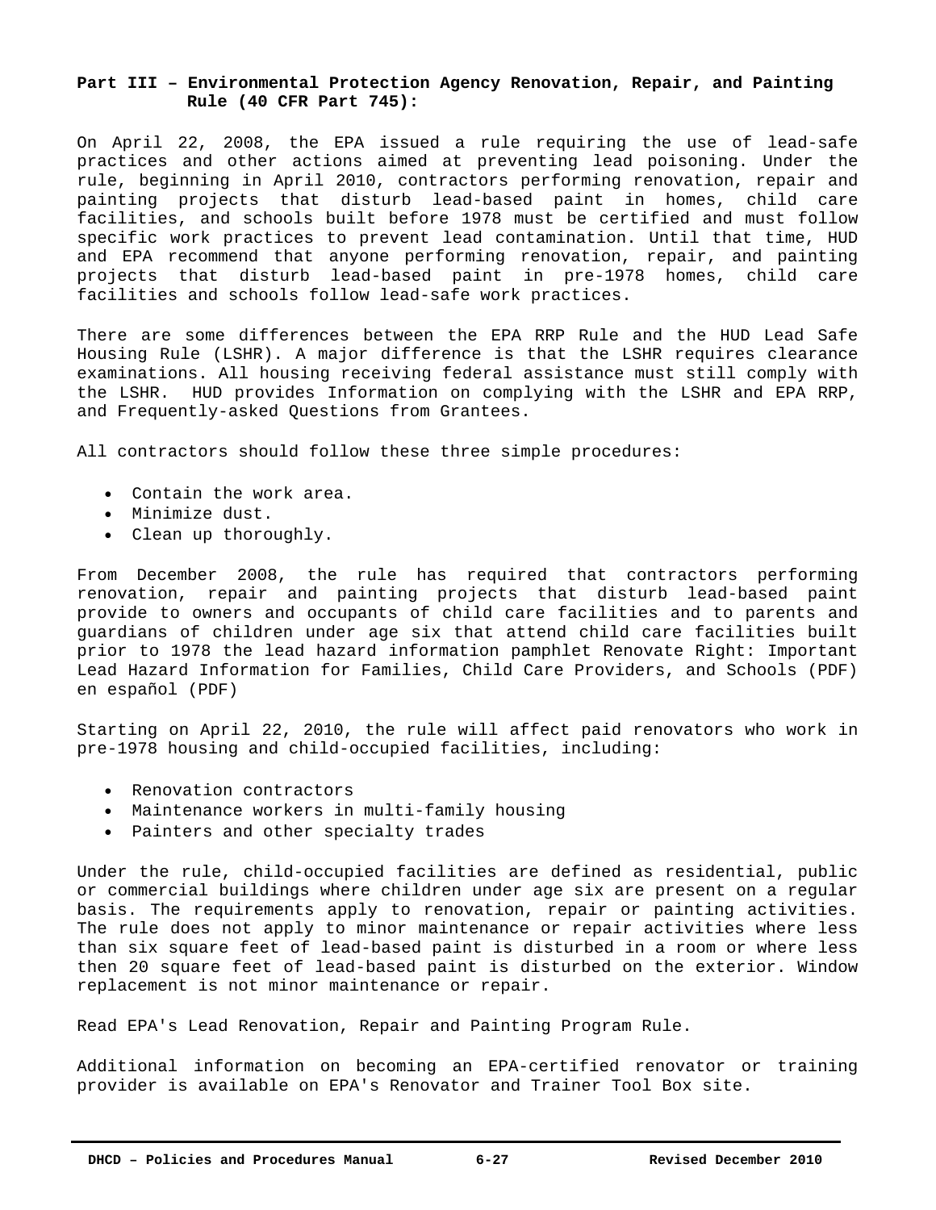**Part III – Environmental Protection Agency Renovation, Repair, and Painting Rule (40 CFR Part 745):**

On April 22, 2008, the EPA issued a rule requiring the use of lead-safe practices and other actions aimed at preventing lead poisoning. Under the rule, beginning in April 2010, contractors performing renovation, repair and painting projects that disturb lead-based paint in homes, child care facilities, and schools built before 1978 must be certified and must follow specific work practices to prevent lead contamination. Until that time, HUD and EPA recommend that anyone performing renovation, repair, and painting projects that disturb lead-based paint in pre-1978 homes, child care facilities and schools follow lead-safe work practices.

There are some differences between the EPA RRP Rule and the HUD Lead Safe Housing Rule (LSHR). A major difference is that the LSHR requires clearance examinations. All housing receiving federal assistance must still comply with the LSHR. HUD provides Information on complying with the LSHR and EPA RRP, and Frequently-asked Questions from Grantees.

All contractors should follow these three simple procedures:

- Contain the work area.
- Minimize dust.
- Clean up thoroughly.

From December 2008, the rule has required that contractors performing renovation, repair and painting projects that disturb lead-based paint provide to owners and occupants of child care facilities and to parents and guardians of children under age six that attend child care facilities built prior to 1978 the lead hazard information pamphlet Renovate Right: Important Lead Hazard Information for Families, Child Care Providers, and Schools (PDF) en español (PDF)

Starting on April 22, 2010, the rule will affect paid renovators who work in pre-1978 housing and child-occupied facilities, including:

- Renovation contractors
- Maintenance workers in multi-family housing
- Painters and other specialty trades

Under the rule, child-occupied facilities are defined as residential, public or commercial buildings where children under age six are present on a regular basis. The requirements apply to renovation, repair or painting activities. The rule does not apply to minor maintenance or repair activities where less than six square feet of lead-based paint is disturbed in a room or where less then 20 square feet of lead-based paint is disturbed on the exterior. Window replacement is not minor maintenance or repair.

Read EPA's Lead Renovation, Repair and Painting Program Rule.

Additional information on becoming an EPA-certified renovator or training provider is available on EPA's Renovator and Trainer Tool Box site.